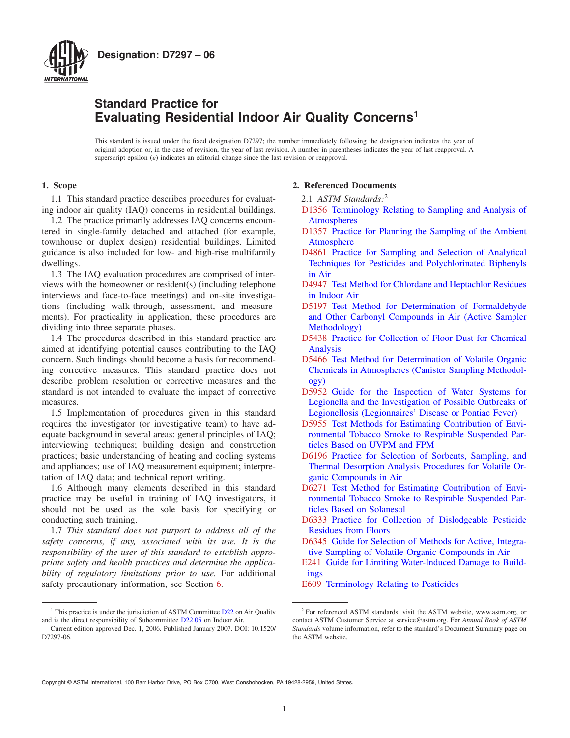**Designation: D7297 – 06**

# Standard Practice for Evaluating Residential Indoor Air Quality Concerns[1]

This standard is issued under the fixed designation D7297; the number immediately following the designation indicates the year of original adoption or, in the case of revision, the year of last revision. A number in parentheses indicates the year of last reapproval. A superscript epsilon (ε) indicates an editorial change since the last revision or reapproval.

## 1. Scope

1.1 This standard practice describes procedures for evaluating indoor air quality (IAQ) concerns in residential buildings.

1.2 The practice primarily addresses IAQ concerns encountered in single-family detached and attached (for example, townhouse or duplex design) residential buildings. Limited guidance is also included for low- and high-rise multifamily dwellings.

1.3 The IAQ evaluation procedures are comprised of interviews with the homeowner or resident(s) (including telephone interviews and face-to-face meetings) and on-site investigations (including walk-through, assessment, and measurements). For practicality in application, these procedures are dividing into three separate phases.

1.4 The procedures described in this standard practice are aimed at identifying potential causes contributing to the IAQ concern. Such findings should become a basis for recommending corrective measures. This standard practice does not describe problem resolution or corrective measures and the standard is not intended to evaluate the impact of corrective measures.

1.5 Implementation of procedures given in this standard requires the investigator (or investigative team) to have adequate background in several areas: general principles of IAQ; interviewing techniques; building design and construction practices; basic understanding of heating and cooling systems and appliances; use of IAQ measurement equipment; interpretation of IAQ data; and technical report writing.

1.6 Although many elements described in this standard practice may be useful in training of IAQ investigators, it should not be used as the sole basis for specifying or conducting such training.

1.7 *This standard does not purport to address all of the safety concerns, if any, associated with its use. It is the responsibility of the user of this standard to establish appropriate safety and health practices and determine the applicability of regulatory limitations prior to use.* For additional safety precautionary information, see Section 6.

## 2. Referenced Documents

2.1 *ASTM Standards:*[2]

D1356 Terminology Relating to Sampling and Analysis of Atmospheres

D1357 Practice for Planning the Sampling of the Ambient Atmosphere

D4861 Practice for Sampling and Selection of Analytical Techniques for Pesticides and Polychlorinated Biphenyls in Air

D4947 Test Method for Chlordane and Heptachlor Residues in Indoor Air

D5197 Test Method for Determination of Formaldehyde and Other Carbonyl Compounds in Air (Active Sampler Methodology)

D5438 Practice for Collection of Floor Dust for Chemical Analysis

D5466 Test Method for Determination of Volatile Organic Chemicals in Atmospheres (Canister Sampling Methodology)

D5952 Guide for the Inspection of Water Systems for Legionella and the Investigation of Possible Outbreaks of Legionellosis (Legionnaires' Disease or Pontiac Fever)

D5955 Test Methods for Estimating Contribution of Environmental Tobacco Smoke to Respirable Suspended Particles Based on UVPM and FPM

D6196 Practice for Selection of Sorbents, Sampling, and Thermal Desorption Analysis Procedures for Volatile Organic Compounds in Air

D6271 Test Method for Estimating Contribution of Environmental Tobacco Smoke to Respirable Suspended Particles Based on Solanesol

D6333 Practice for Collection of Dislodgeable Pesticide Residues from Floors

D6345 Guide for Selection of Methods for Active, Integrative Sampling of Volatile Organic Compounds in Air

E241 Guide for Limiting Water-Induced Damage to Buildings

E609 Terminology Relating to Pesticides

---

[1] This practice is under the jurisdiction of ASTM Committee D22 on Air Quality and is the direct responsibility of Subcommittee D22.05 on Indoor Air.

Current edition approved Dec. 1, 2006. Published January 2007. DOI: 10.1520/D7297-06.

[2] For referenced ASTM standards, visit the ASTM website, www.astm.org, or contact ASTM Customer Service at service@astm.org. For *Annual Book of ASTM Standards* volume information, refer to the standard's Document Summary page on the ASTM website.

Copyright © ASTM International, 100 Barr Harbor Drive, PO Box C700, West Conshohocken, PA 19428-2959, United States.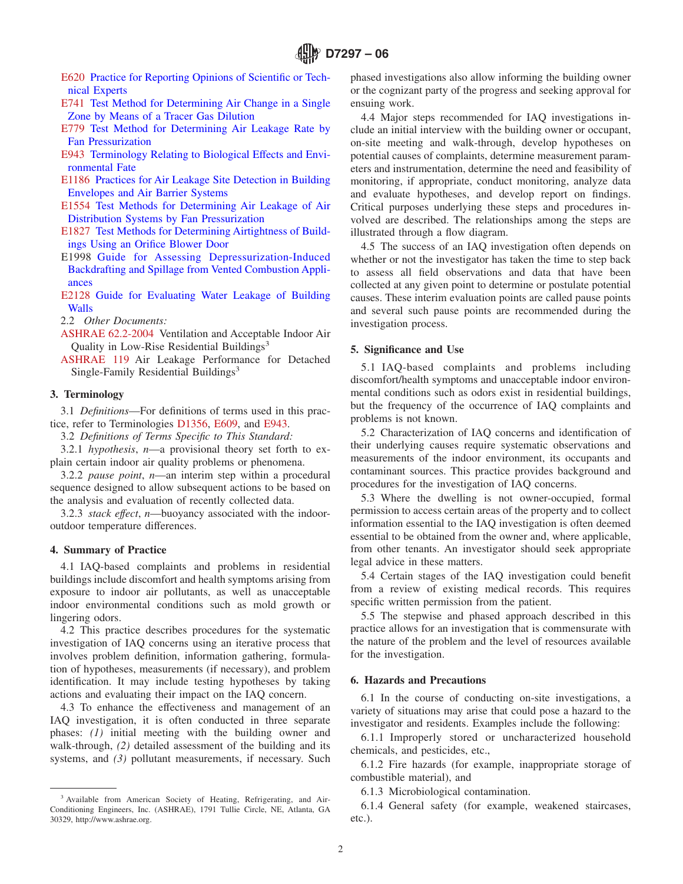E620 Practice for Reporting Opinions of Scientific or Technical Experts

E741 Test Method for Determining Air Change in a Single Zone by Means of a Tracer Gas Dilution

E779 Test Method for Determining Air Leakage Rate by Fan Pressurization

E943 Terminology Relating to Biological Effects and Environmental Fate

E1186 Practices for Air Leakage Site Detection in Building Envelopes and Air Barrier Systems

E1554 Test Methods for Determining Air Leakage of Air Distribution Systems by Fan Pressurization

E1827 Test Methods for Determining Airtightness of Buildings Using an Orifice Blower Door

E1998 Guide for Assessing Depressurization-Induced Backdrafting and Spillage from Vented Combustion Appliances

E2128 Guide for Evaluating Water Leakage of Building Walls

2.2 *Other Documents:*

ASHRAE 62.2-2004 Ventilation and Acceptable Indoor Air Quality in Low-Rise Residential Buildings[3]

ASHRAE 119 Air Leakage Performance for Detached Single-Family Residential Buildings[3]

## 3. Terminology

3.1 *Definitions*—For definitions of terms used in this practice, refer to Terminologies D1356, E609, and E943.

3.2 *Definitions of Terms Specific to This Standard:*

3.2.1 *hypothesis*, *n*—a provisional theory set forth to explain certain indoor air quality problems or phenomena.

3.2.2 *pause point*, *n*—an interim step within a procedural sequence designed to allow subsequent actions to be based on the analysis and evaluation of recently collected data.

3.2.3 *stack effect*, *n*—buoyancy associated with the indoor-outdoor temperature differences.

## 4. Summary of Practice

4.1 IAQ-based complaints and problems in residential buildings include discomfort and health symptoms arising from exposure to indoor air pollutants, as well as unacceptable indoor environmental conditions such as mold growth or lingering odors.

4.2 This practice describes procedures for the systematic investigation of IAQ concerns using an iterative process that involves problem definition, information gathering, formulation of hypotheses, measurements (if necessary), and problem identification. It may include testing hypotheses by taking actions and evaluating their impact on the IAQ concern.

4.3 To enhance the effectiveness and management of an IAQ investigation, it is often conducted in three separate phases: *(1)* initial meeting with the building owner and walk-through, *(2)* detailed assessment of the building and its systems, and *(3)* pollutant measurements, if necessary. Such phased investigations also allow informing the building owner or the cognizant party of the progress and seeking approval for ensuing work.

4.4 Major steps recommended for IAQ investigations include an initial interview with the building owner or occupant, on-site meeting and walk-through, develop hypotheses on potential causes of complaints, determine measurement parameters and instrumentation, determine the need and feasibility of monitoring, if appropriate, conduct monitoring, analyze data and evaluate hypotheses, and develop report on findings. Critical purposes underlying these steps and procedures involved are described. The relationships among the steps are illustrated through a flow diagram.

4.5 The success of an IAQ investigation often depends on whether or not the investigator has taken the time to step back to assess all field observations and data that have been collected at any given point to determine or postulate potential causes. These interim evaluation points are called pause points and several such pause points are recommended during the investigation process.

## 5. Significance and Use

5.1 IAQ-based complaints and problems including discomfort/health symptoms and unacceptable indoor environmental conditions such as odors exist in residential buildings, but the frequency of the occurrence of IAQ complaints and problems is not known.

5.2 Characterization of IAQ concerns and identification of their underlying causes require systematic observations and measurements of the indoor environment, its occupants and contaminant sources. This practice provides background and procedures for the investigation of IAQ concerns.

5.3 Where the dwelling is not owner-occupied, formal permission to access certain areas of the property and to collect information essential to the IAQ investigation is often deemed essential to be obtained from the owner and, where applicable, from other tenants. An investigator should seek appropriate legal advice in these matters.

5.4 Certain stages of the IAQ investigation could benefit from a review of existing medical records. This requires specific written permission from the patient.

5.5 The stepwise and phased approach described in this practice allows for an investigation that is commensurate with the nature of the problem and the level of resources available for the investigation.

## 6. Hazards and Precautions

6.1 In the course of conducting on-site investigations, a variety of situations may arise that could pose a hazard to the investigator and residents. Examples include the following:

6.1.1 Improperly stored or uncharacterized household chemicals, and pesticides, etc.,

6.1.2 Fire hazards (for example, inappropriate storage of combustible material), and

6.1.3 Microbiological contamination.

6.1.4 General safety (for example, weakened staircases, etc.).

---

[3] Available from American Society of Heating, Refrigerating, and Air-Conditioning Engineers, Inc. (ASHRAE), 1791 Tullie Circle, NE, Atlanta, GA 30329, http://www.ashrae.org.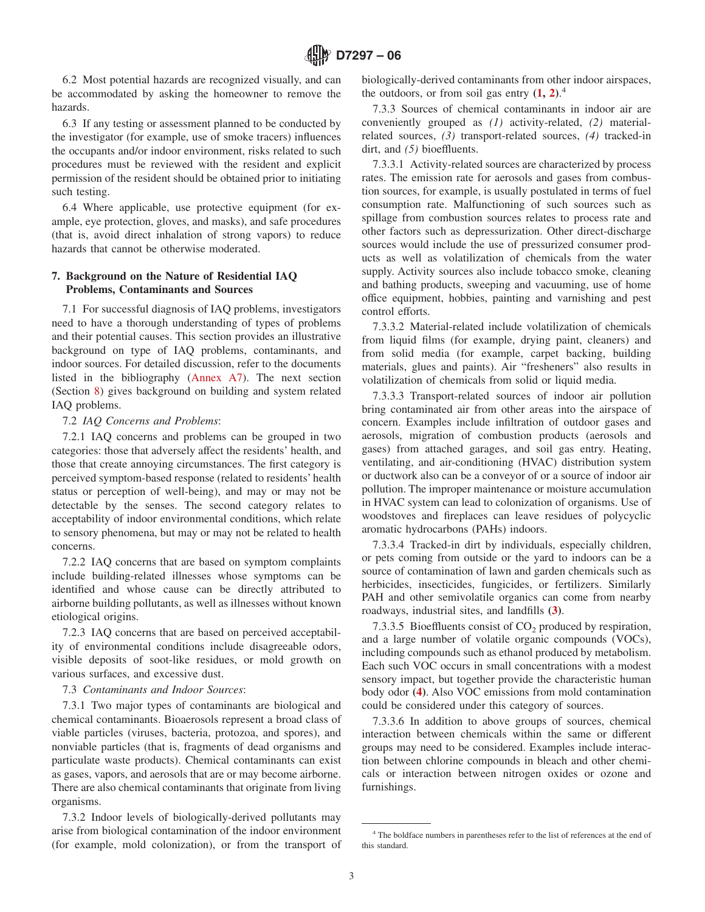6.2 Most potential hazards are recognized visually, and can be accommodated by asking the homeowner to remove the hazards.

6.3 If any testing or assessment planned to be conducted by the investigator (for example, use of smoke tracers) influences the occupants and/or indoor environment, risks related to such procedures must be reviewed with the resident and explicit permission of the resident should be obtained prior to initiating such testing.

6.4 Where applicable, use protective equipment (for example, eye protection, gloves, and masks), and safe procedures (that is, avoid direct inhalation of strong vapors) to reduce hazards that cannot be otherwise moderated.

## 7. Background on the Nature of Residential IAQ Problems, Contaminants and Sources

7.1 For successful diagnosis of IAQ problems, investigators need to have a thorough understanding of types of problems and their potential causes. This section provides an illustrative background on type of IAQ problems, contaminants, and indoor sources. For detailed discussion, refer to the documents listed in the bibliography (Annex A7). The next section (Section 8) gives background on building and system related IAQ problems.

7.2 *IAQ Concerns and Problems*:

7.2.1 IAQ concerns and problems can be grouped in two categories: those that adversely affect the residents' health, and those that create annoying circumstances. The first category is perceived symptom-based response (related to residents' health status or perception of well-being), and may or may not be detectable by the senses. The second category relates to acceptability of indoor environmental conditions, which relate to sensory phenomena, but may or may not be related to health concerns.

7.2.2 IAQ concerns that are based on symptom complaints include building-related illnesses whose symptoms can be identified and whose cause can be directly attributed to airborne building pollutants, as well as illnesses without known etiological origins.

7.2.3 IAQ concerns that are based on perceived acceptability of environmental conditions include disagreeable odors, visible deposits of soot-like residues, or mold growth on various surfaces, and excessive dust.

7.3 *Contaminants and Indoor Sources*:

7.3.1 Two major types of contaminants are biological and chemical contaminants. Bioaerosols represent a broad class of viable particles (viruses, bacteria, protozoa, and spores), and nonviable particles (that is, fragments of dead organisms and particulate waste products). Chemical contaminants can exist as gases, vapors, and aerosols that are or may become airborne. There are also chemical contaminants that originate from living organisms.

7.3.2 Indoor levels of biologically-derived pollutants may arise from biological contamination of the indoor environment (for example, mold colonization), or from the transport of biologically-derived contaminants from other indoor airspaces, the outdoors, or from soil gas entry (**1, 2**).[4]

7.3.3 Sources of chemical contaminants in indoor air are conveniently grouped as *(1)* activity-related, *(2)* material-related sources, *(3)* transport-related sources, *(4)* tracked-in dirt, and *(5)* bioeffluents.

7.3.3.1 Activity-related sources are characterized by process rates. The emission rate for aerosols and gases from combustion sources, for example, is usually postulated in terms of fuel consumption rate. Malfunctioning of such sources such as spillage from combustion sources relates to process rate and other factors such as depressurization. Other direct-discharge sources would include the use of pressurized consumer products as well as volatilization of chemicals from the water supply. Activity sources also include tobacco smoke, cleaning and bathing products, sweeping and vacuuming, use of home office equipment, hobbies, painting and varnishing and pest control efforts.

7.3.3.2 Material-related include volatilization of chemicals from liquid films (for example, drying paint, cleaners) and from solid media (for example, carpet backing, building materials, glues and paints). Air "fresheners" also results in volatilization of chemicals from solid or liquid media.

7.3.3.3 Transport-related sources of indoor air pollution bring contaminated air from other areas into the airspace of concern. Examples include infiltration of outdoor gases and aerosols, migration of combustion products (aerosols and gases) from attached garages, and soil gas entry. Heating, ventilating, and air-conditioning (HVAC) distribution system or ductwork also can be a conveyor of or a source of indoor air pollution. The improper maintenance or moisture accumulation in HVAC system can lead to colonization of organisms. Use of woodstoves and fireplaces can leave residues of polycyclic aromatic hydrocarbons (PAHs) indoors.

7.3.3.4 Tracked-in dirt by individuals, especially children, or pets coming from outside or the yard to indoors can be a source of contamination of lawn and garden chemicals such as herbicides, insecticides, fungicides, or fertilizers. Similarly PAH and other semivolatile organics can come from nearby roadways, industrial sites, and landfills (**3**).

7.3.3.5 Bioeffluents consist of $CO_2$ produced by respiration, and a large number of volatile organic compounds (VOCs), including compounds such as ethanol produced by metabolism. Each such VOC occurs in small concentrations with a modest sensory impact, but together provide the characteristic human body odor (**4**). Also VOC emissions from mold contamination could be considered under this category of sources.

7.3.3.6 In addition to above groups of sources, chemical interaction between chemicals within the same or different groups may need to be considered. Examples include interaction between chlorine compounds in bleach and other chemicals or interaction between nitrogen oxides or ozone and furnishings.

---

[4] The boldface numbers in parentheses refer to the list of references at the end of this standard.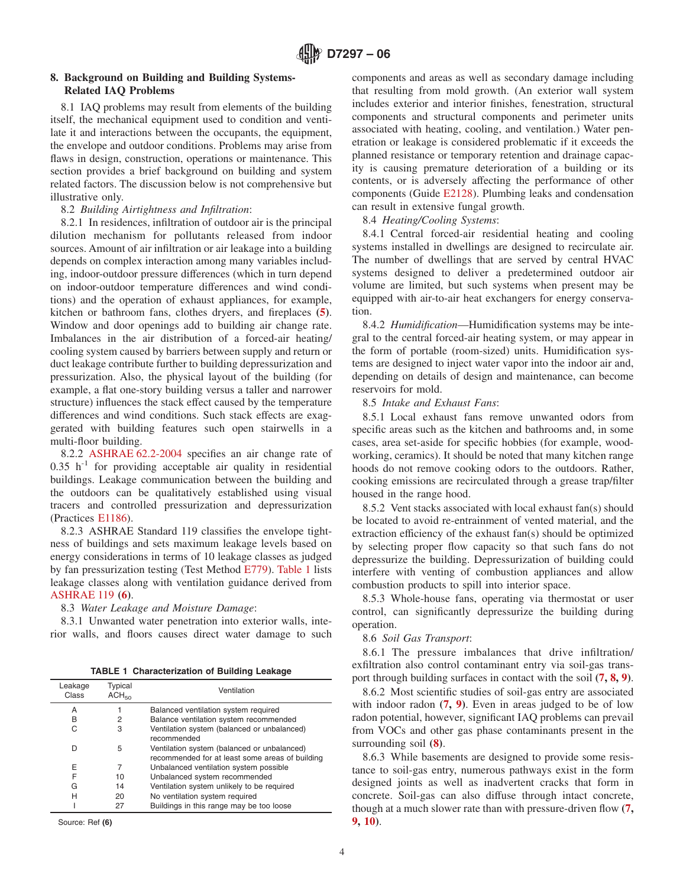## 8. Background on Building and Building Systems-Related IAQ Problems

8.1 IAQ problems may result from elements of the building itself, the mechanical equipment used to condition and ventilate it and interactions between the occupants, the equipment, the envelope and outdoor conditions. Problems may arise from flaws in design, construction, operations or maintenance. This section provides a brief background on building and system related factors. The discussion below is not comprehensive but illustrative only.

8.2 *Building Airtightness and Infiltration*:

8.2.1 In residences, infiltration of outdoor air is the principal dilution mechanism for pollutants released from indoor sources. Amount of air infiltration or air leakage into a building depends on complex interaction among many variables including, indoor-outdoor pressure differences (which in turn depend on indoor-outdoor temperature differences and wind conditions) and the operation of exhaust appliances, for example, kitchen or bathroom fans, clothes dryers, and fireplaces (**5**). Window and door openings add to building air change rate. Imbalances in the air distribution of a forced-air heating/cooling system caused by barriers between supply and return or duct leakage contribute further to building depressurization and pressurization. Also, the physical layout of the building (for example, a flat one-story building versus a taller and narrower structure) influences the stack effect caused by the temperature differences and wind conditions. Such stack effects are exaggerated with building features such open stairwells in a multi-floor building.

8.2.2 ASHRAE 62.2-2004 specifies an air change rate of 0.35 $h^{-1}$ for providing acceptable air quality in residential buildings. Leakage communication between the building and the outdoors can be qualitatively established using visual tracers and controlled pressurization and depressurization (Practices E1186).

8.2.3 ASHRAE Standard 119 classifies the envelope tightness of buildings and sets maximum leakage levels based on energy considerations in terms of 10 leakage classes as judged by fan pressurization testing (Test Method E779). Table 1 lists leakage classes along with ventilation guidance derived from ASHRAE 119 (**6**).

8.3 *Water Leakage and Moisture Damage*:

8.3.1 Unwanted water penetration into exterior walls, interior walls, and floors causes direct water damage to such components and areas as well as secondary damage including that resulting from mold growth. (An exterior wall system includes exterior and interior finishes, fenestration, structural components and structural components and perimeter units associated with heating, cooling, and ventilation.) Water penetration or leakage is considered problematic if it exceeds the planned resistance or temporary retention and drainage capacity is causing premature deterioration of a building or its contents, or is adversely affecting the performance of other components (Guide E2128). Plumbing leaks and condensation can result in extensive fungal growth.

**TABLE 1 Characterization of Building Leakage**

| Leakage Class | Typical $ACH_{50}$ | Ventilation |
|---|---|---|
| A | 1 | Balanced ventilation system required |
| B | 2 | Balance ventilation system recommended |
| C | 3 | Ventilation system (balanced or unbalanced) recommended |
| D | 5 | Ventilation system (balanced or unbalanced) recommended for at least some areas of building |
| E | 7 | Unbalanced ventilation system possible |
| F | 10 | Unbalanced system recommended |
| G | 14 | Ventilation system unlikely to be required |
| H | 20 | No ventilation system required |
| I | 27 | Buildings in this range may be too loose |

Source: Ref **(6)**

8.4 *Heating/Cooling Systems*:

8.4.1 Central forced-air residential heating and cooling systems installed in dwellings are designed to recirculate air. The number of dwellings that are served by central HVAC systems designed to deliver a predetermined outdoor air volume are limited, but such systems when present may be equipped with air-to-air heat exchangers for energy conservation.

8.4.2 *Humidification*—Humidification systems may be integral to the central forced-air heating system, or may appear in the form of portable (room-sized) units. Humidification systems are designed to inject water vapor into the indoor air and, depending on details of design and maintenance, can become reservoirs for mold.

8.5 *Intake and Exhaust Fans*:

8.5.1 Local exhaust fans remove unwanted odors from specific areas such as the kitchen and bathrooms and, in some cases, area set-aside for specific hobbies (for example, woodworking, ceramics). It should be noted that many kitchen range hoods do not remove cooking odors to the outdoors. Rather, cooking emissions are recirculated through a grease trap/filter housed in the range hood.

8.5.2 Vent stacks associated with local exhaust fan(s) should be located to avoid re-entrainment of vented material, and the extraction efficiency of the exhaust fan(s) should be optimized by selecting proper flow capacity so that such fans do not depressurize the building. Depressurization of building could interfere with venting of combustion appliances and allow combustion products to spill into interior space.

8.5.3 Whole-house fans, operating via thermostat or user control, can significantly depressurize the building during operation.

8.6 *Soil Gas Transport*:

8.6.1 The pressure imbalances that drive infiltration/exfiltration also control contaminant entry via soil-gas transport through building surfaces in contact with the soil (**7, 8, 9**).

8.6.2 Most scientific studies of soil-gas entry are associated with indoor radon (**7, 9**). Even in areas judged to be of low radon potential, however, significant IAQ problems can prevail from VOCs and other gas phase contaminants present in the surrounding soil (**8**).

8.6.3 While basements are designed to provide some resistance to soil-gas entry, numerous pathways exist in the form designed joints as well as inadvertent cracks that form in concrete. Soil-gas can also diffuse through intact concrete, though at a much slower rate than with pressure-driven flow (**7, 9, 10**).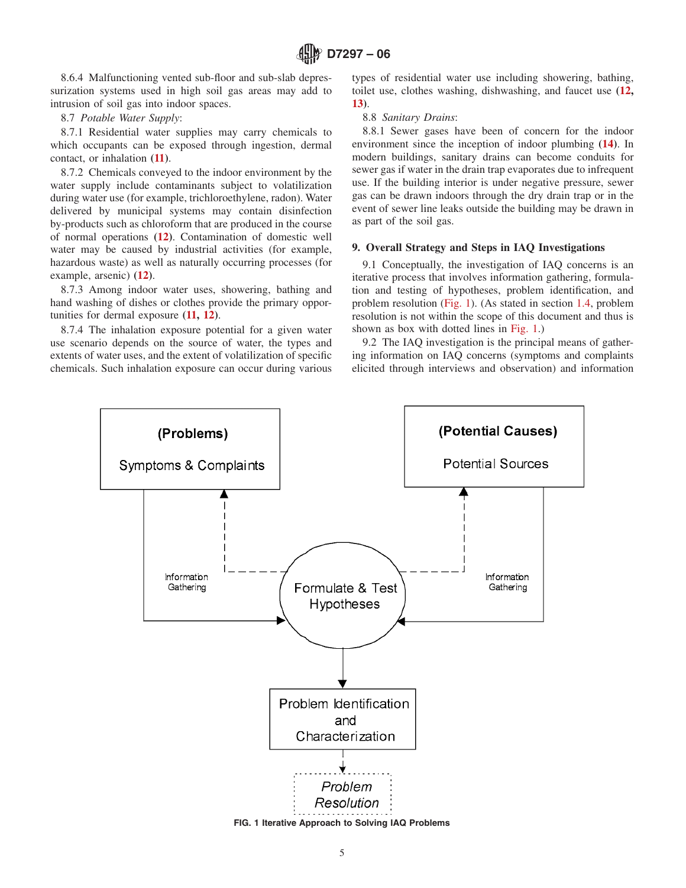8.6.4 Malfunctioning vented sub-floor and sub-slab depressurization systems used in high soil gas areas may add to intrusion of soil gas into indoor spaces.

8.7 *Potable Water Supply*:

8.7.1 Residential water supplies may carry chemicals to which occupants can be exposed through ingestion, dermal contact, or inhalation (**11**).

8.7.2 Chemicals conveyed to the indoor environment by the water supply include contaminants subject to volatilization during water use (for example, trichloroethylene, radon). Water delivered by municipal systems may contain disinfection by-products such as chloroform that are produced in the course of normal operations (**12**). Contamination of domestic well water may be caused by industrial activities (for example, hazardous waste) as well as naturally occurring processes (for example, arsenic) (**12**).

8.7.3 Among indoor water uses, showering, bathing and hand washing of dishes or clothes provide the primary opportunities for dermal exposure (**11, 12**).

8.7.4 The inhalation exposure potential for a given water use scenario depends on the source of water, the types and extents of water uses, and the extent of volatilization of specific chemicals. Such inhalation exposure can occur during various types of residential water use including showering, bathing, toilet use, clothes washing, dishwashing, and faucet use (**12, 13**).

8.8 *Sanitary Drains*:

8.8.1 Sewer gases have been of concern for the indoor environment since the inception of indoor plumbing (**14**). In modern buildings, sanitary drains can become conduits for sewer gas if water in the drain trap evaporates due to infrequent use. If the building interior is under negative pressure, sewer gas can be drawn indoors through the dry drain trap or in the event of sewer line leaks outside the building may be drawn in as part of the soil gas.

## 9. Overall Strategy and Steps in IAQ Investigations

9.1 Conceptually, the investigation of IAQ concerns is an iterative process that involves information gathering, formulation and testing of hypotheses, problem identification, and problem resolution (Fig. 1). (As stated in section 1.4, problem resolution is not within the scope of this document and thus is shown as box with dotted lines in Fig. 1.)

9.2 The IAQ investigation is the principal means of gathering information on IAQ concerns (symptoms and complaints elicited through interviews and observation) and information

(Problems)
Symptoms & Complaints

(Potential Causes)
Potential Sources

Information Gathering

Information Gathering

Formulate & Test Hypotheses

Problem Identification and Characterization

*Problem Resolution*

**FIG. 1 Iterative Approach to Solving IAQ Problems**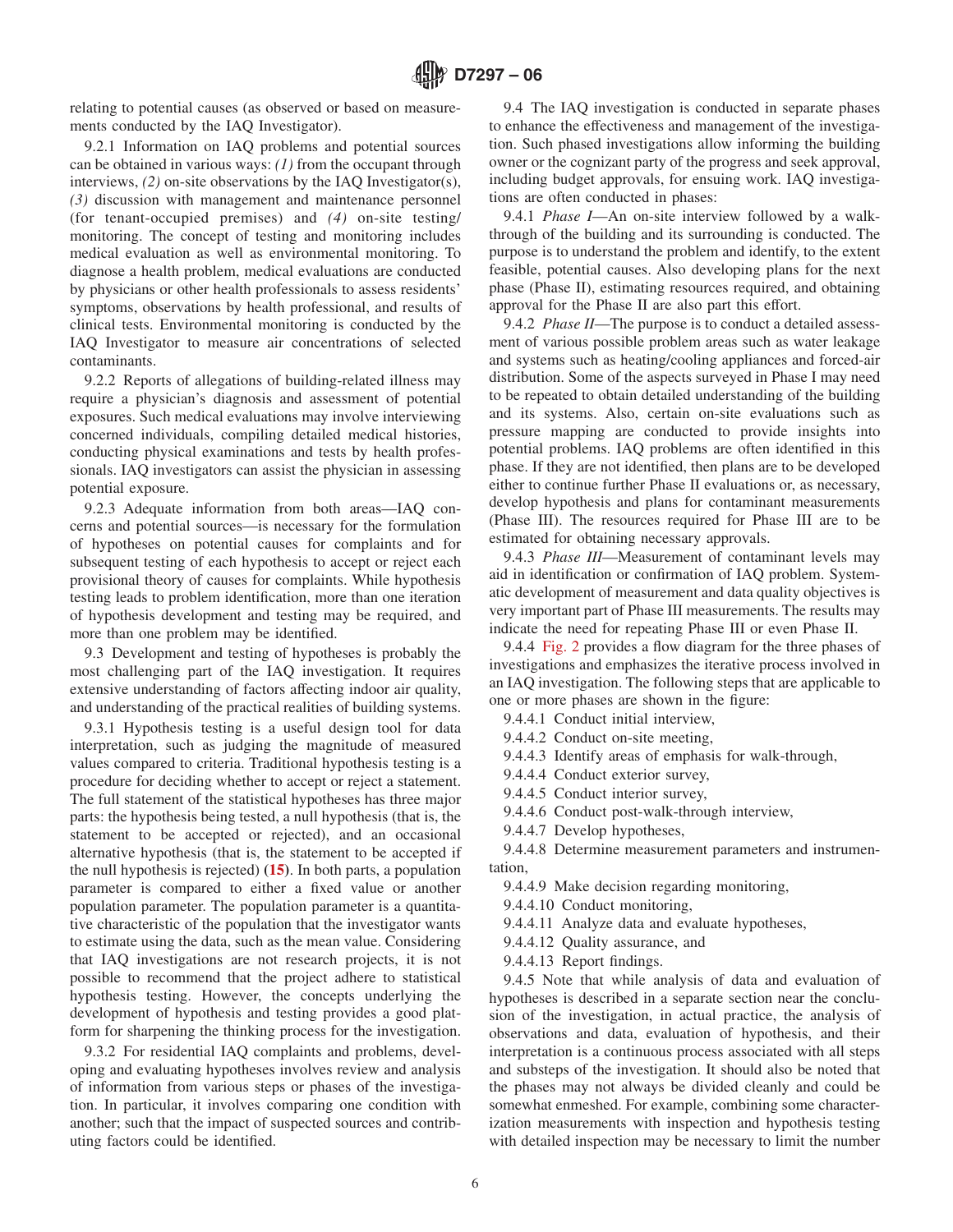relating to potential causes (as observed or based on measurements conducted by the IAQ Investigator).

9.2.1 Information on IAQ problems and potential sources can be obtained in various ways: *(1)* from the occupant through interviews, *(2)* on-site observations by the IAQ Investigator(s), *(3)* discussion with management and maintenance personnel (for tenant-occupied premises) and *(4)* on-site testing/monitoring. The concept of testing and monitoring includes medical evaluation as well as environmental monitoring. To diagnose a health problem, medical evaluations are conducted by physicians or other health professionals to assess residents' symptoms, observations by health professional, and results of clinical tests. Environmental monitoring is conducted by the IAQ Investigator to measure air concentrations of selected contaminants.

9.2.2 Reports of allegations of building-related illness may require a physician's diagnosis and assessment of potential exposures. Such medical evaluations may involve interviewing concerned individuals, compiling detailed medical histories, conducting physical examinations and tests by health professionals. IAQ investigators can assist the physician in assessing potential exposure.

9.2.3 Adequate information from both areas—IAQ concerns and potential sources—is necessary for the formulation of hypotheses on potential causes for complaints and for subsequent testing of each hypothesis to accept or reject each provisional theory of causes for complaints. While hypothesis testing leads to problem identification, more than one iteration of hypothesis development and testing may be required, and more than one problem may be identified.

9.3 Development and testing of hypotheses is probably the most challenging part of the IAQ investigation. It requires extensive understanding of factors affecting indoor air quality, and understanding of the practical realities of building systems.

9.3.1 Hypothesis testing is a useful design tool for data interpretation, such as judging the magnitude of measured values compared to criteria. Traditional hypothesis testing is a procedure for deciding whether to accept or reject a statement. The full statement of the statistical hypotheses has three major parts: the hypothesis being tested, a null hypothesis (that is, the statement to be accepted or rejected), and an occasional alternative hypothesis (that is, the statement to be accepted if the null hypothesis is rejected) **(15)**. In both parts, a population parameter is compared to either a fixed value or another population parameter. The population parameter is a quantitative characteristic of the population that the investigator wants to estimate using the data, such as the mean value. Considering that IAQ investigations are not research projects, it is not possible to recommend that the project adhere to statistical hypothesis testing. However, the concepts underlying the development of hypothesis and testing provides a good platform for sharpening the thinking process for the investigation.

9.3.2 For residential IAQ complaints and problems, developing and evaluating hypotheses involves review and analysis of information from various steps or phases of the investigation. In particular, it involves comparing one condition with another; such that the impact of suspected sources and contributing factors could be identified.

9.4 The IAQ investigation is conducted in separate phases to enhance the effectiveness and management of the investigation. Such phased investigations allow informing the building owner or the cognizant party of the progress and seek approval, including budget approvals, for ensuing work. IAQ investigations are often conducted in phases:

9.4.1 *Phase I*—An on-site interview followed by a walk-through of the building and its surrounding is conducted. The purpose is to understand the problem and identify, to the extent feasible, potential causes. Also developing plans for the next phase (Phase II), estimating resources required, and obtaining approval for the Phase II are also part this effort.

9.4.2 *Phase II*—The purpose is to conduct a detailed assessment of various possible problem areas such as water leakage and systems such as heating/cooling appliances and forced-air distribution. Some of the aspects surveyed in Phase I may need to be repeated to obtain detailed understanding of the building and its systems. Also, certain on-site evaluations such as pressure mapping are conducted to provide insights into potential problems. IAQ problems are often identified in this phase. If they are not identified, then plans are to be developed either to continue further Phase II evaluations or, as necessary, develop hypothesis and plans for contaminant measurements (Phase III). The resources required for Phase III are to be estimated for obtaining necessary approvals.

9.4.3 *Phase III*—Measurement of contaminant levels may aid in identification or confirmation of IAQ problem. Systematic development of measurement and data quality objectives is very important part of Phase III measurements. The results may indicate the need for repeating Phase III or even Phase II.

9.4.4 Fig. 2 provides a flow diagram for the three phases of investigations and emphasizes the iterative process involved in an IAQ investigation. The following steps that are applicable to one or more phases are shown in the figure:

9.4.4.1 Conduct initial interview,

9.4.4.2 Conduct on-site meeting,

9.4.4.3 Identify areas of emphasis for walk-through,

9.4.4.4 Conduct exterior survey,

9.4.4.5 Conduct interior survey,

9.4.4.6 Conduct post-walk-through interview,

9.4.4.7 Develop hypotheses,

9.4.4.8 Determine measurement parameters and instrumentation,

9.4.4.9 Make decision regarding monitoring,

9.4.4.10 Conduct monitoring,

9.4.4.11 Analyze data and evaluate hypotheses,

9.4.4.12 Quality assurance, and

9.4.4.13 Report findings.

9.4.5 Note that while analysis of data and evaluation of hypotheses is described in a separate section near the conclusion of the investigation, in actual practice, the analysis of observations and data, evaluation of hypothesis, and their interpretation is a continuous process associated with all steps and substeps of the investigation. It should also be noted that the phases may not always be divided cleanly and could be somewhat enmeshed. For example, combining some characterization measurements with inspection and hypothesis testing with detailed inspection may be necessary to limit the number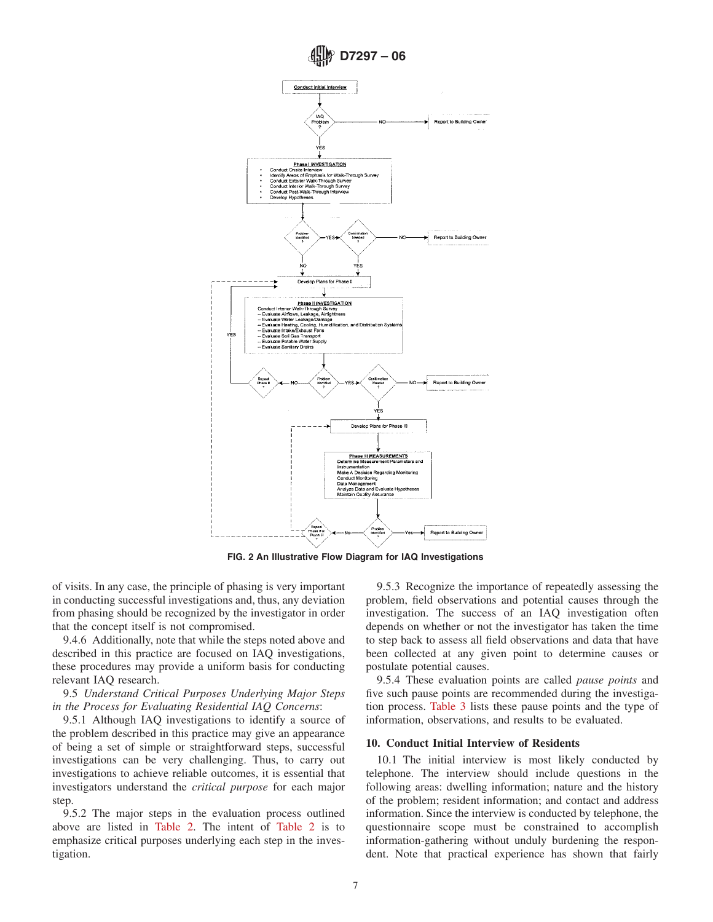FIG. 2 An Illustrative Flow Diagram for IAQ Investigations

of visits. In any case, the principle of phasing is very important in conducting successful investigations and, thus, any deviation from phasing should be recognized by the investigator in order that the concept itself is not compromised.

9.4.6 Additionally, note that while the steps noted above and described in this practice are focused on IAQ investigations, these procedures may provide a uniform basis for conducting relevant IAQ research.

9.5 *Understand Critical Purposes Underlying Major Steps in the Process for Evaluating Residential IAQ Concerns*:

9.5.1 Although IAQ investigations to identify a source of the problem described in this practice may give an appearance of being a set of simple or straightforward steps, successful investigations can be very challenging. Thus, to carry out investigations to achieve reliable outcomes, it is essential that investigators understand the *critical purpose* for each major step.

9.5.2 The major steps in the evaluation process outlined above are listed in Table 2. The intent of Table 2 is to emphasize critical purposes underlying each step in the investigation.

9.5.3 Recognize the importance of repeatedly assessing the problem, field observations and potential causes through the investigation. The success of an IAQ investigation often depends on whether or not the investigator has taken the time to step back to assess all field observations and data that have been collected at any given point to determine causes or postulate potential causes.

9.5.4 These evaluation points are called *pause points* and five such pause points are recommended during the investigation process. Table 3 lists these pause points and the type of information, observations, and results to be evaluated.

## 10. Conduct Initial Interview of Residents

10.1 The initial interview is most likely conducted by telephone. The interview should include questions in the following areas: dwelling information; nature and the history of the problem; resident information; and contact and address information. Since the interview is conducted by telephone, the questionnaire scope must be constrained to accomplish information-gathering without unduly burdening the respondent. Note that practical experience has shown that fairly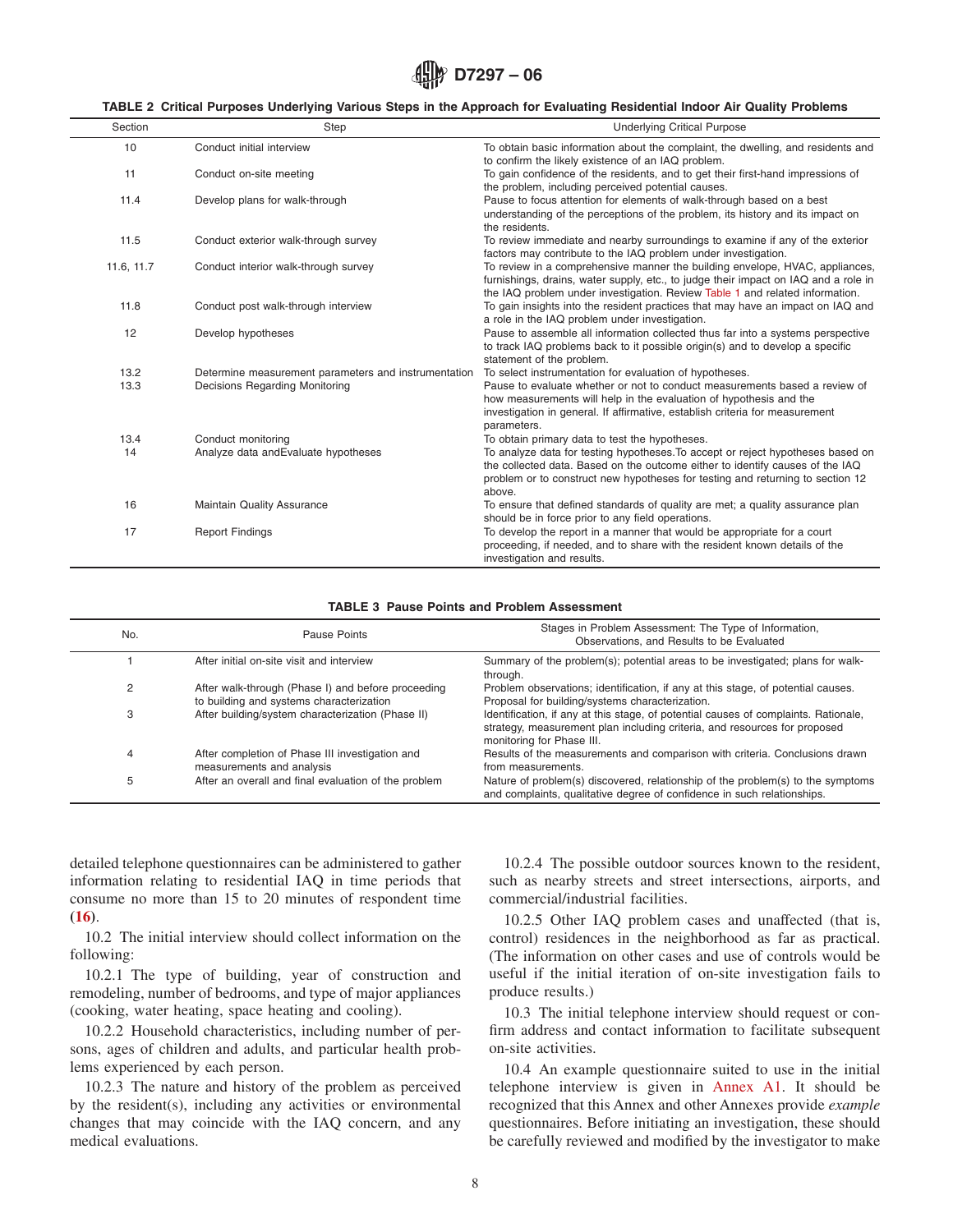**TABLE 2 Critical Purposes Underlying Various Steps in the Approach for Evaluating Residential Indoor Air Quality Problems**

| Section | Step | Underlying Critical Purpose |
|---|---|---|
| 10 | Conduct initial interview | To obtain basic information about the complaint, the dwelling, and residents and to confirm the likely existence of an IAQ problem. |
| 11 | Conduct on-site meeting | To gain confidence of the residents, and to get their first-hand impressions of the problem, including perceived potential causes. |
| 11.4 | Develop plans for walk-through | Pause to focus attention for elements of walk-through based on a best understanding of the perceptions of the problem, its history and its impact on the residents. |
| 11.5 | Conduct exterior walk-through survey | To review immediate and nearby surroundings to examine if any of the exterior factors may contribute to the IAQ problem under investigation. |
| 11.6, 11.7 | Conduct interior walk-through survey | To review in a comprehensive manner the building envelope, HVAC, appliances, furnishings, drains, water supply, etc., to judge their impact on IAQ and a role in the IAQ problem under investigation. Review Table 1 and related information. |
| 11.8 | Conduct post walk-through interview | To gain insights into the resident practices that may have an impact on IAQ and a role in the IAQ problem under investigation. |
| 12 | Develop hypotheses | Pause to assemble all information collected thus far into a systems perspective to track IAQ problems back to it possible origin(s) and to develop a specific statement of the problem. |
| 13.2 | Determine measurement parameters and instrumentation | To select instrumentation for evaluation of hypotheses. |
| 13.3 | Decisions Regarding Monitoring | Pause to evaluate whether or not to conduct measurements based a review of how measurements will help in the evaluation of hypothesis and the investigation in general. If affirmative, establish criteria for measurement parameters. |
| 13.4 | Conduct monitoring | To obtain primary data to test the hypotheses. |
| 14 | Analyze data andEvaluate hypotheses | To analyze data for testing hypotheses.To accept or reject hypotheses based on the collected data. Based on the outcome either to identify causes of the IAQ problem or to construct new hypotheses for testing and returning to section 12 above. |
| 16 | Maintain Quality Assurance | To ensure that defined standards of quality are met; a quality assurance plan should be in force prior to any field operations. |
| 17 | Report Findings | To develop the report in a manner that would be appropriate for a court proceeding, if needed, and to share with the resident known details of the investigation and results. |

**TABLE 3 Pause Points and Problem Assessment**

| No. | Pause Points | Stages in Problem Assessment: The Type of Information, Observations, and Results to be Evaluated |
|---|---|---|
| 1 | After initial on-site visit and interview | Summary of the problem(s); potential areas to be investigated; plans for walk-through. |
| 2 | After walk-through (Phase I) and before proceeding to building and systems characterization | Problem observations; identification, if any at this stage, of potential causes. Proposal for building/systems characterization. |
| 3 | After building/system characterization (Phase II) | Identification, if any at this stage, of potential causes of complaints. Rationale, strategy, measurement plan including criteria, and resources for proposed monitoring for Phase III. |
| 4 | After completion of Phase III investigation and measurements and analysis | Results of the measurements and comparison with criteria. Conclusions drawn from measurements. |
| 5 | After an overall and final evaluation of the problem | Nature of problem(s) discovered, relationship of the problem(s) to the symptoms and complaints, qualitative degree of confidence in such relationships. |

detailed telephone questionnaires can be administered to gather information relating to residential IAQ in time periods that consume no more than 15 to 20 minutes of respondent time **(16)**.

10.2 The initial interview should collect information on the following:

10.2.1 The type of building, year of construction and remodeling, number of bedrooms, and type of major appliances (cooking, water heating, space heating and cooling).

10.2.2 Household characteristics, including number of persons, ages of children and adults, and particular health problems experienced by each person.

10.2.3 The nature and history of the problem as perceived by the resident(s), including any activities or environmental changes that may coincide with the IAQ concern, and any medical evaluations.

10.2.4 The possible outdoor sources known to the resident, such as nearby streets and street intersections, airports, and commercial/industrial facilities.

10.2.5 Other IAQ problem cases and unaffected (that is, control) residences in the neighborhood as far as practical. (The information on other cases and use of controls would be useful if the initial iteration of on-site investigation fails to produce results.)

10.3 The initial telephone interview should request or confirm address and contact information to facilitate subsequent on-site activities.

10.4 An example questionnaire suited to use in the initial telephone interview is given in Annex A1. It should be recognized that this Annex and other Annexes provide *example* questionnaires. Before initiating an investigation, these should be carefully reviewed and modified by the investigator to make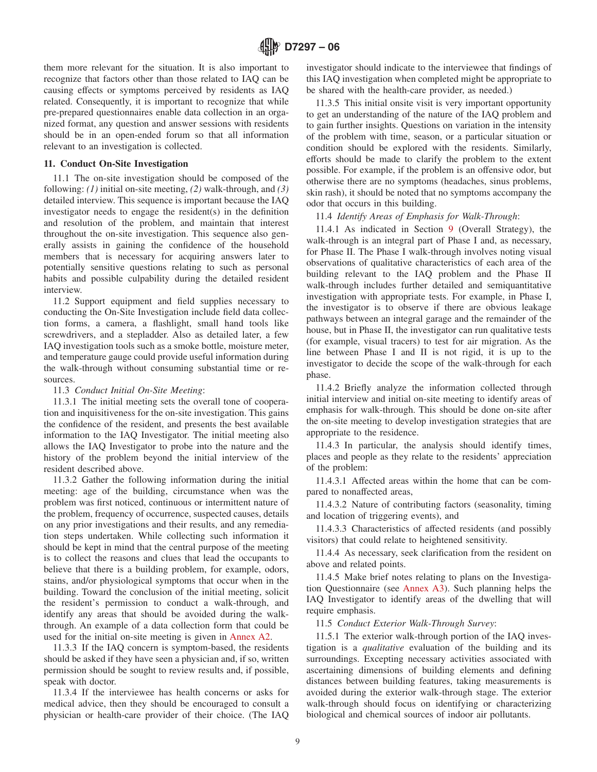them more relevant for the situation. It is also important to recognize that factors other than those related to IAQ can be causing effects or symptoms perceived by residents as IAQ related. Consequently, it is important to recognize that while pre-prepared questionnaires enable data collection in an organized format, any question and answer sessions with residents should be in an open-ended forum so that all information relevant to an investigation is collected.

## 11. Conduct On-Site Investigation

11.1 The on-site investigation should be composed of the following: *(1)* initial on-site meeting, *(2)* walk-through, and *(3)* detailed interview. This sequence is important because the IAQ investigator needs to engage the resident(s) in the definition and resolution of the problem, and maintain that interest throughout the on-site investigation. This sequence also generally assists in gaining the confidence of the household members that is necessary for acquiring answers later to potentially sensitive questions relating to such as personal habits and possible culpability during the detailed resident interview.

11.2 Support equipment and field supplies necessary to conducting the On-Site Investigation include field data collection forms, a camera, a flashlight, small hand tools like screwdrivers, and a stepladder. Also as detailed later, a few IAQ investigation tools such as a smoke bottle, moisture meter, and temperature gauge could provide useful information during the walk-through without consuming substantial time or resources.

11.3 *Conduct Initial On-Site Meeting*:

11.3.1 The initial meeting sets the overall tone of cooperation and inquisitiveness for the on-site investigation. This gains the confidence of the resident, and presents the best available information to the IAQ Investigator. The initial meeting also allows the IAQ Investigator to probe into the nature and the history of the problem beyond the initial interview of the resident described above.

11.3.2 Gather the following information during the initial meeting: age of the building, circumstance when was the problem was first noticed, continuous or intermittent nature of the problem, frequency of occurrence, suspected causes, details on any prior investigations and their results, and any remediation steps undertaken. While collecting such information it should be kept in mind that the central purpose of the meeting is to collect the reasons and clues that lead the occupants to believe that there is a building problem, for example, odors, stains, and/or physiological symptoms that occur when in the building. Toward the conclusion of the initial meeting, solicit the resident's permission to conduct a walk-through, and identify any areas that should be avoided during the walk-through. An example of a data collection form that could be used for the initial on-site meeting is given in Annex A2.

11.3.3 If the IAQ concern is symptom-based, the residents should be asked if they have seen a physician and, if so, written permission should be sought to review results and, if possible, speak with doctor.

11.3.4 If the interviewee has health concerns or asks for medical advice, then they should be encouraged to consult a physician or health-care provider of their choice. (The IAQ investigator should indicate to the interviewee that findings of this IAQ investigation when completed might be appropriate to be shared with the health-care provider, as needed.)

11.3.5 This initial onsite visit is very important opportunity to get an understanding of the nature of the IAQ problem and to gain further insights. Questions on variation in the intensity of the problem with time, season, or a particular situation or condition should be explored with the residents. Similarly, efforts should be made to clarify the problem to the extent possible. For example, if the problem is an offensive odor, but otherwise there are no symptoms (headaches, sinus problems, skin rash), it should be noted that no symptoms accompany the odor that occurs in this building.

11.4 *Identify Areas of Emphasis for Walk-Through*:

11.4.1 As indicated in Section 9 (Overall Strategy), the walk-through is an integral part of Phase I and, as necessary, for Phase II. The Phase I walk-through involves noting visual observations of qualitative characteristics of each area of the building relevant to the IAQ problem and the Phase II walk-through includes further detailed and semiquantitative investigation with appropriate tests. For example, in Phase I, the investigator is to observe if there are obvious leakage pathways between an integral garage and the remainder of the house, but in Phase II, the investigator can run qualitative tests (for example, visual tracers) to test for air migration. As the line between Phase I and II is not rigid, it is up to the investigator to decide the scope of the walk-through for each phase.

11.4.2 Briefly analyze the information collected through initial interview and initial on-site meeting to identify areas of emphasis for walk-through. This should be done on-site after the on-site meeting to develop investigation strategies that are appropriate to the residence.

11.4.3 In particular, the analysis should identify times, places and people as they relate to the residents' appreciation of the problem:

11.4.3.1 Affected areas within the home that can be compared to nonaffected areas,

11.4.3.2 Nature of contributing factors (seasonality, timing and location of triggering events), and

11.4.3.3 Characteristics of affected residents (and possibly visitors) that could relate to heightened sensitivity.

11.4.4 As necessary, seek clarification from the resident on above and related points.

11.4.5 Make brief notes relating to plans on the Investigation Questionnaire (see Annex A3). Such planning helps the IAQ Investigator to identify areas of the dwelling that will require emphasis.

11.5 *Conduct Exterior Walk-Through Survey*:

11.5.1 The exterior walk-through portion of the IAQ investigation is a *qualitative* evaluation of the building and its surroundings. Excepting necessary activities associated with ascertaining dimensions of building elements and defining distances between building features, taking measurements is avoided during the exterior walk-through stage. The exterior walk-through should focus on identifying or characterizing biological and chemical sources of indoor air pollutants.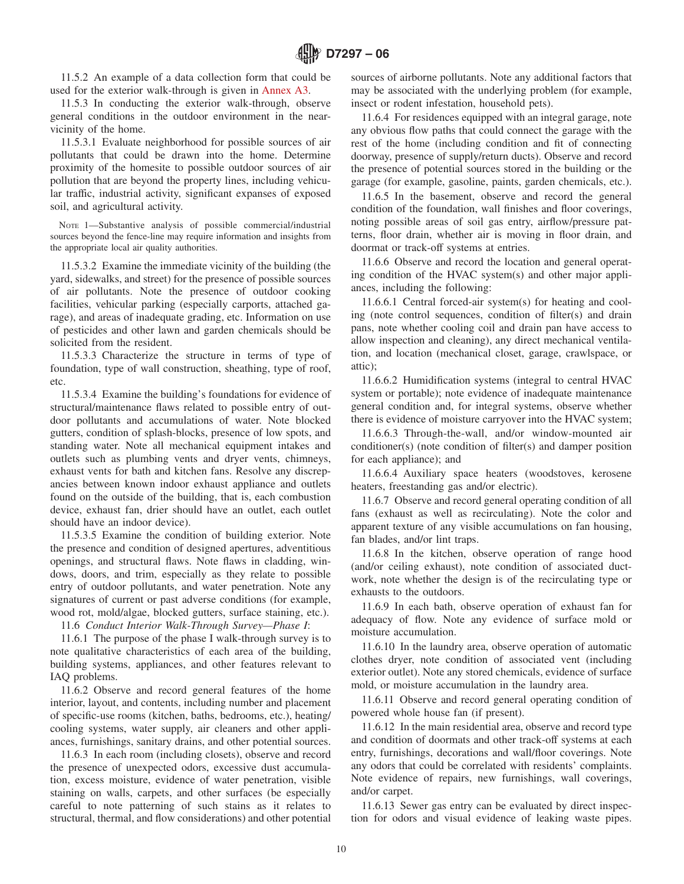11.5.2 An example of a data collection form that could be used for the exterior walk-through is given in Annex A3.

11.5.3 In conducting the exterior walk-through, observe general conditions in the outdoor environment in the near-vicinity of the home.

11.5.3.1 Evaluate neighborhood for possible sources of air pollutants that could be drawn into the home. Determine proximity of the homesite to possible outdoor sources of air pollution that are beyond the property lines, including vehicular traffic, industrial activity, significant expanses of exposed soil, and agricultural activity.

NOTE 1—Substantive analysis of possible commercial/industrial sources beyond the fence-line may require information and insights from the appropriate local air quality authorities.

11.5.3.2 Examine the immediate vicinity of the building (the yard, sidewalks, and street) for the presence of possible sources of air pollutants. Note the presence of outdoor cooking facilities, vehicular parking (especially carports, attached garage), and areas of inadequate grading, etc. Information on use of pesticides and other lawn and garden chemicals should be solicited from the resident.

11.5.3.3 Characterize the structure in terms of type of foundation, type of wall construction, sheathing, type of roof, etc.

11.5.3.4 Examine the building's foundations for evidence of structural/maintenance flaws related to possible entry of outdoor pollutants and accumulations of water. Note blocked gutters, condition of splash-blocks, presence of low spots, and standing water. Note all mechanical equipment intakes and outlets such as plumbing vents and dryer vents, chimneys, exhaust vents for bath and kitchen fans. Resolve any discrepancies between known indoor exhaust appliance and outlets found on the outside of the building, that is, each combustion device, exhaust fan, drier should have an outlet, each outlet should have an indoor device).

11.5.3.5 Examine the condition of building exterior. Note the presence and condition of designed apertures, adventitious openings, and structural flaws. Note flaws in cladding, windows, doors, and trim, especially as they relate to possible entry of outdoor pollutants, and water penetration. Note any signatures of current or past adverse conditions (for example, wood rot, mold/algae, blocked gutters, surface staining, etc.).

11.6 *Conduct Interior Walk-Through Survey—Phase I*:

11.6.1 The purpose of the phase I walk-through survey is to note qualitative characteristics of each area of the building, building systems, appliances, and other features relevant to IAQ problems.

11.6.2 Observe and record general features of the home interior, layout, and contents, including number and placement of specific-use rooms (kitchen, baths, bedrooms, etc.), heating/cooling systems, water supply, air cleaners and other appliances, furnishings, sanitary drains, and other potential sources.

11.6.3 In each room (including closets), observe and record the presence of unexpected odors, excessive dust accumulation, excess moisture, evidence of water penetration, visible staining on walls, carpets, and other surfaces (be especially careful to note patterning of such stains as it relates to structural, thermal, and flow considerations) and other potential sources of airborne pollutants. Note any additional factors that may be associated with the underlying problem (for example, insect or rodent infestation, household pets).

11.6.4 For residences equipped with an integral garage, note any obvious flow paths that could connect the garage with the rest of the home (including condition and fit of connecting doorway, presence of supply/return ducts). Observe and record the presence of potential sources stored in the building or the garage (for example, gasoline, paints, garden chemicals, etc.).

11.6.5 In the basement, observe and record the general condition of the foundation, wall finishes and floor coverings, noting possible areas of soil gas entry, airflow/pressure patterns, floor drain, whether air is moving in floor drain, and doormat or track-off systems at entries.

11.6.6 Observe and record the location and general operating condition of the HVAC system(s) and other major appliances, including the following:

11.6.6.1 Central forced-air system(s) for heating and cooling (note control sequences, condition of filter(s) and drain pans, note whether cooling coil and drain pan have access to allow inspection and cleaning), any direct mechanical ventilation, and location (mechanical closet, garage, crawlspace, or attic);

11.6.6.2 Humidification systems (integral to central HVAC system or portable); note evidence of inadequate maintenance general condition and, for integral systems, observe whether there is evidence of moisture carryover into the HVAC system;

11.6.6.3 Through-the-wall, and/or window-mounted air conditioner(s) (note condition of filter(s) and damper position for each appliance); and

11.6.6.4 Auxiliary space heaters (woodstoves, kerosene heaters, freestanding gas and/or electric).

11.6.7 Observe and record general operating condition of all fans (exhaust as well as recirculating). Note the color and apparent texture of any visible accumulations on fan housing, fan blades, and/or lint traps.

11.6.8 In the kitchen, observe operation of range hood (and/or ceiling exhaust), note condition of associated ductwork, note whether the design is of the recirculating type or exhausts to the outdoors.

11.6.9 In each bath, observe operation of exhaust fan for adequacy of flow. Note any evidence of surface mold or moisture accumulation.

11.6.10 In the laundry area, observe operation of automatic clothes dryer, note condition of associated vent (including exterior outlet). Note any stored chemicals, evidence of surface mold, or moisture accumulation in the laundry area.

11.6.11 Observe and record general operating condition of powered whole house fan (if present).

11.6.12 In the main residential area, observe and record type and condition of doormats and other track-off systems at each entry, furnishings, decorations and wall/floor coverings. Note any odors that could be correlated with residents' complaints. Note evidence of repairs, new furnishings, wall coverings, and/or carpet.

11.6.13 Sewer gas entry can be evaluated by direct inspection for odors and visual evidence of leaking waste pipes.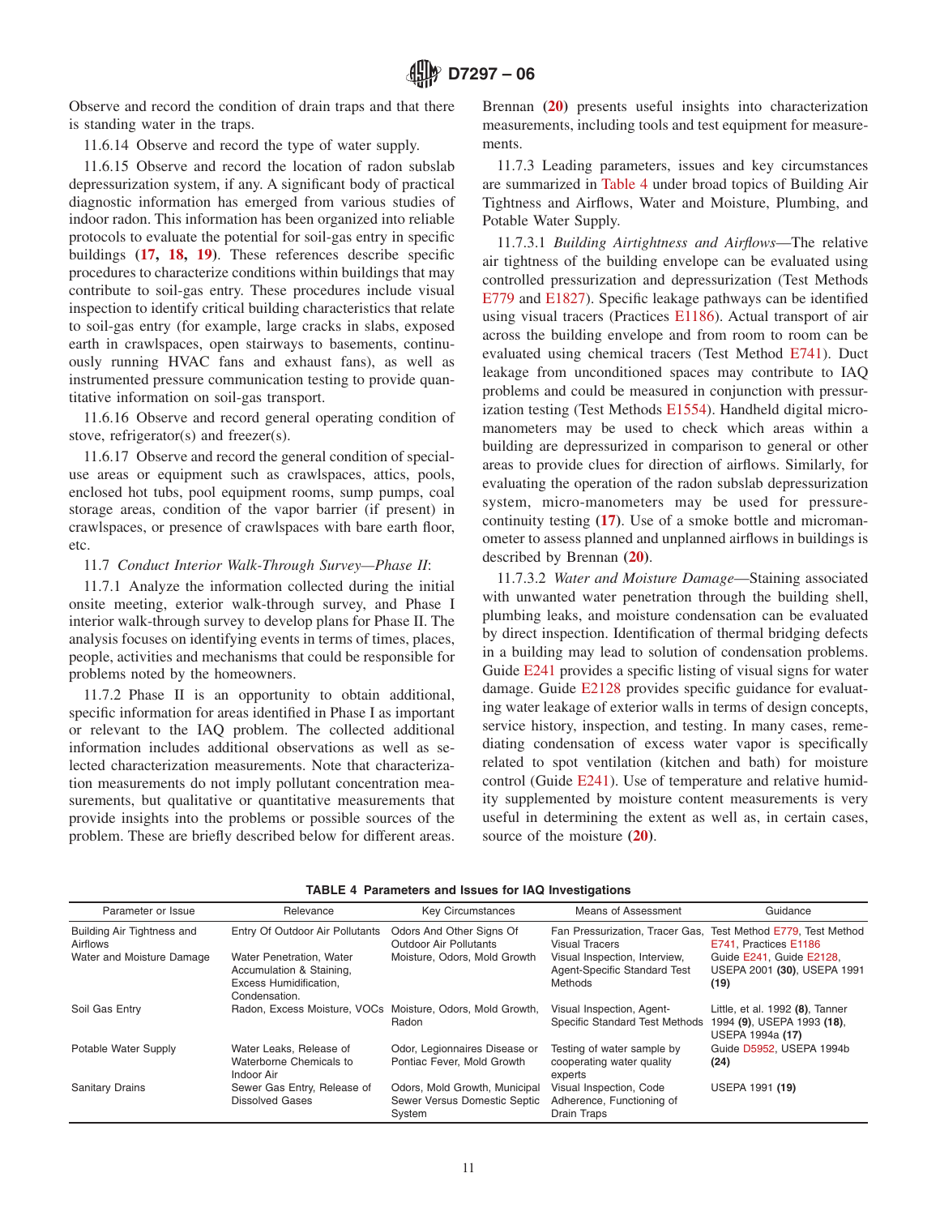Observe and record the condition of drain traps and that there is standing water in the traps.

11.6.14 Observe and record the type of water supply.

11.6.15 Observe and record the location of radon subslab depressurization system, if any. A significant body of practical diagnostic information has emerged from various studies of indoor radon. This information has been organized into reliable protocols to evaluate the potential for soil-gas entry in specific buildings **(17, 18, 19)**. These references describe specific procedures to characterize conditions within buildings that may contribute to soil-gas entry. These procedures include visual inspection to identify critical building characteristics that relate to soil-gas entry (for example, large cracks in slabs, exposed earth in crawlspaces, open stairways to basements, continuously running HVAC fans and exhaust fans), as well as instrumented pressure communication testing to provide quantitative information on soil-gas transport.

11.6.16 Observe and record general operating condition of stove, refrigerator(s) and freezer(s).

11.6.17 Observe and record the general condition of special-use areas or equipment such as crawlspaces, attics, pools, enclosed hot tubs, pool equipment rooms, sump pumps, coal storage areas, condition of the vapor barrier (if present) in crawlspaces, or presence of crawlspaces with bare earth floor, etc.

11.7 *Conduct Interior Walk-Through Survey—Phase II*:

11.7.1 Analyze the information collected during the initial onsite meeting, exterior walk-through survey, and Phase I interior walk-through survey to develop plans for Phase II. The analysis focuses on identifying events in terms of times, places, people, activities and mechanisms that could be responsible for problems noted by the homeowners.

11.7.2 Phase II is an opportunity to obtain additional, specific information for areas identified in Phase I as important or relevant to the IAQ problem. The collected additional information includes additional observations as well as selected characterization measurements. Note that characterization measurements do not imply pollutant concentration measurements, but qualitative or quantitative measurements that provide insights into the problems or possible sources of the problem. These are briefly described below for different areas. Brennan **(20)** presents useful insights into characterization measurements, including tools and test equipment for measurements.

11.7.3 Leading parameters, issues and key circumstances are summarized in Table 4 under broad topics of Building Air Tightness and Airflows, Water and Moisture, Plumbing, and Potable Water Supply.

11.7.3.1 *Building Airtightness and Airflows*—The relative air tightness of the building envelope can be evaluated using controlled pressurization and depressurization (Test Methods E779 and E1827). Specific leakage pathways can be identified using visual tracers (Practices E1186). Actual transport of air across the building envelope and from room to room can be evaluated using chemical tracers (Test Method E741). Duct leakage from unconditioned spaces may contribute to IAQ problems and could be measured in conjunction with pressurization testing (Test Methods E1554). Handheld digital micromanometers may be used to check which areas within a building are depressurized in comparison to general or other areas to provide clues for direction of airflows. Similarly, for evaluating the operation of the radon subslab depressurization system, micro-manometers may be used for pressure-continuity testing **(17)**. Use of a smoke bottle and micromanometer to assess planned and unplanned airflows in buildings is described by Brennan **(20)**.

11.7.3.2 *Water and Moisture Damage*—Staining associated with unwanted water penetration through the building shell, plumbing leaks, and moisture condensation can be evaluated by direct inspection. Identification of thermal bridging defects in a building may lead to solution of condensation problems. Guide E241 provides a specific listing of visual signs for water damage. Guide E2128 provides specific guidance for evaluating water leakage of exterior walls in terms of design concepts, service history, inspection, and testing. In many cases, remediating condensation of excess water vapor is specifically related to spot ventilation (kitchen and bath) for moisture control (Guide E241). Use of temperature and relative humidity supplemented by moisture content measurements is very useful in determining the extent as well as, in certain cases, source of the moisture **(20)**.

**TABLE 4 Parameters and Issues for IAQ Investigations**

| Parameter or Issue | Relevance | Key Circumstances | Means of Assessment | Guidance |
|---|---|---|---|---|
| Building Air Tightness and Airflows | Entry Of Outdoor Air Pollutants | Odors And Other Signs Of Outdoor Air Pollutants | Fan Pressurization, Tracer Gas, Visual Tracers | Test Method E779, Test Method E741, Practices E1186 |
| Water and Moisture Damage | Water Penetration, Water Accumulation & Staining, Excess Humidification, Condensation. | Moisture, Odors, Mold Growth | Visual Inspection, Interview, Agent-Specific Standard Test Methods | Guide E241, Guide E2128, USEPA 2001 **(30)**, USEPA 1991 **(19)** |
| Soil Gas Entry | Radon, Excess Moisture, VOCs | Moisture, Odors, Mold Growth, Radon | Visual Inspection, Agent-Specific Standard Test Methods | Little, et al. 1992 **(8)**, Tanner 1994 **(9)**, USEPA 1993 **(18)**, USEPA 1994a **(17)** |
| Potable Water Supply | Water Leaks, Release of Waterborne Chemicals to Indoor Air | Odor, Legionnaires Disease or Pontiac Fever, Mold Growth | Testing of water sample by cooperating water quality experts | Guide D5952, USEPA 1994b **(24)** |
| Sanitary Drains | Sewer Gas Entry, Release of Dissolved Gases | Odors, Mold Growth, Municipal Sewer Versus Domestic Septic System | Visual Inspection, Code Adherence, Functioning of Drain Traps | USEPA 1991 **(19)** |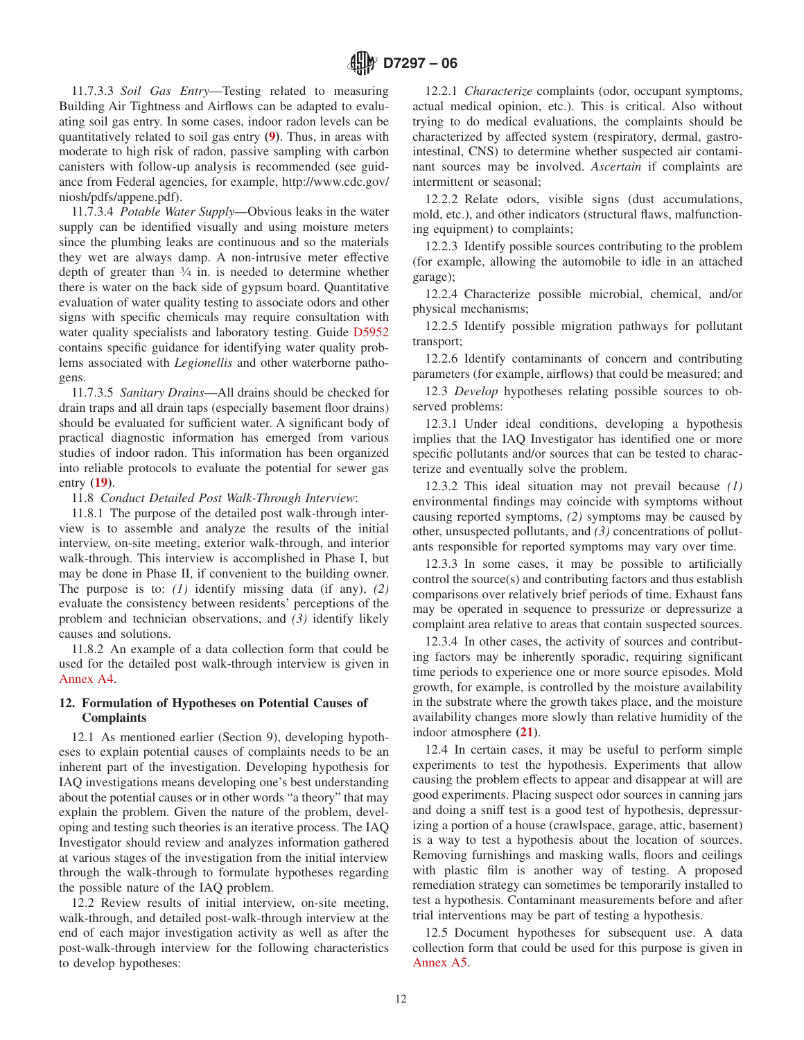11.7.3.3 *Soil Gas Entry*—Testing related to measuring Building Air Tightness and Airflows can be adapted to evaluating soil gas entry. In some cases, indoor radon levels can be quantitatively related to soil gas entry (**9**). Thus, in areas with moderate to high risk of radon, passive sampling with carbon canisters with follow-up analysis is recommended (see guidance from Federal agencies, for example, http://www.cdc.gov/niosh/pdfs/appene.pdf).

11.7.3.4 *Potable Water Supply*—Obvious leaks in the water supply can be identified visually and using moisture meters since the plumbing leaks are continuous and so the materials they wet are always damp. A non-intrusive meter effective depth of greater than ¾ in. is needed to determine whether there is water on the back side of gypsum board. Quantitative evaluation of water quality testing to associate odors and other signs with specific chemicals may require consultation with water quality specialists and laboratory testing. Guide D5952 contains specific guidance for identifying water quality problems associated with *Legionellis* and other waterborne pathogens.

11.7.3.5 *Sanitary Drains*—All drains should be checked for drain traps and all drain taps (especially basement floor drains) should be evaluated for sufficient water. A significant body of practical diagnostic information has emerged from various studies of indoor radon. This information has been organized into reliable protocols to evaluate the potential for sewer gas entry (**19**).

11.8 *Conduct Detailed Post Walk-Through Interview*:

11.8.1 The purpose of the detailed post walk-through interview is to assemble and analyze the results of the initial interview, on-site meeting, exterior walk-through, and interior walk-through. This interview is accomplished in Phase I, but may be done in Phase II, if convenient to the building owner. The purpose is to: *(1)* identify missing data (if any), *(2)* evaluate the consistency between residents' perceptions of the problem and technician observations, and *(3)* identify likely causes and solutions.

11.8.2 An example of a data collection form that could be used for the detailed post walk-through interview is given in Annex A4.

## 12. Formulation of Hypotheses on Potential Causes of Complaints

12.1 As mentioned earlier (Section 9), developing hypotheses to explain potential causes of complaints needs to be an inherent part of the investigation. Developing hypothesis for IAQ investigations means developing one's best understanding about the potential causes or in other words "a theory" that may explain the problem. Given the nature of the problem, developing and testing such theories is an iterative process. The IAQ Investigator should review and analyzes information gathered at various stages of the investigation from the initial interview through the walk-through to formulate hypotheses regarding the possible nature of the IAQ problem.

12.2 Review results of initial interview, on-site meeting, walk-through, and detailed post-walk-through interview at the end of each major investigation activity as well as after the post-walk-through interview for the following characteristics to develop hypotheses:

12.2.1 *Characterize* complaints (odor, occupant symptoms, actual medical opinion, etc.). This is critical. Also without trying to do medical evaluations, the complaints should be characterized by affected system (respiratory, dermal, gastrointestinal, CNS) to determine whether suspected air contaminant sources may be involved. *Ascertain* if complaints are intermittent or seasonal;

12.2.2 Relate odors, visible signs (dust accumulations, mold, etc.), and other indicators (structural flaws, malfunctioning equipment) to complaints;

12.2.3 Identify possible sources contributing to the problem (for example, allowing the automobile to idle in an attached garage);

12.2.4 Characterize possible microbial, chemical, and/or physical mechanisms;

12.2.5 Identify possible migration pathways for pollutant transport;

12.2.6 Identify contaminants of concern and contributing parameters (for example, airflows) that could be measured; and

12.3 *Develop* hypotheses relating possible sources to observed problems:

12.3.1 Under ideal conditions, developing a hypothesis implies that the IAQ Investigator has identified one or more specific pollutants and/or sources that can be tested to characterize and eventually solve the problem.

12.3.2 This ideal situation may not prevail because *(1)* environmental findings may coincide with symptoms without causing reported symptoms, *(2)* symptoms may be caused by other, unsuspected pollutants, and *(3)* concentrations of pollutants responsible for reported symptoms may vary over time.

12.3.3 In some cases, it may be possible to artificially control the source(s) and contributing factors and thus establish comparisons over relatively brief periods of time. Exhaust fans may be operated in sequence to pressurize or depressurize a complaint area relative to areas that contain suspected sources.

12.3.4 In other cases, the activity of sources and contributing factors may be inherently sporadic, requiring significant time periods to experience one or more source episodes. Mold growth, for example, is controlled by the moisture availability in the substrate where the growth takes place, and the moisture availability changes more slowly than relative humidity of the indoor atmosphere (**21**).

12.4 In certain cases, it may be useful to perform simple experiments to test the hypothesis. Experiments that allow causing the problem effects to appear and disappear at will are good experiments. Placing suspect odor sources in canning jars and doing a sniff test is a good test of hypothesis, depressurizing a portion of a house (crawlspace, garage, attic, basement) is a way to test a hypothesis about the location of sources. Removing furnishings and masking walls, floors and ceilings with plastic film is another way of testing. A proposed remediation strategy can sometimes be temporarily installed to test a hypothesis. Contaminant measurements before and after trial interventions may be part of testing a hypothesis.

12.5 Document hypotheses for subsequent use. A data collection form that could be used for this purpose is given in Annex A5.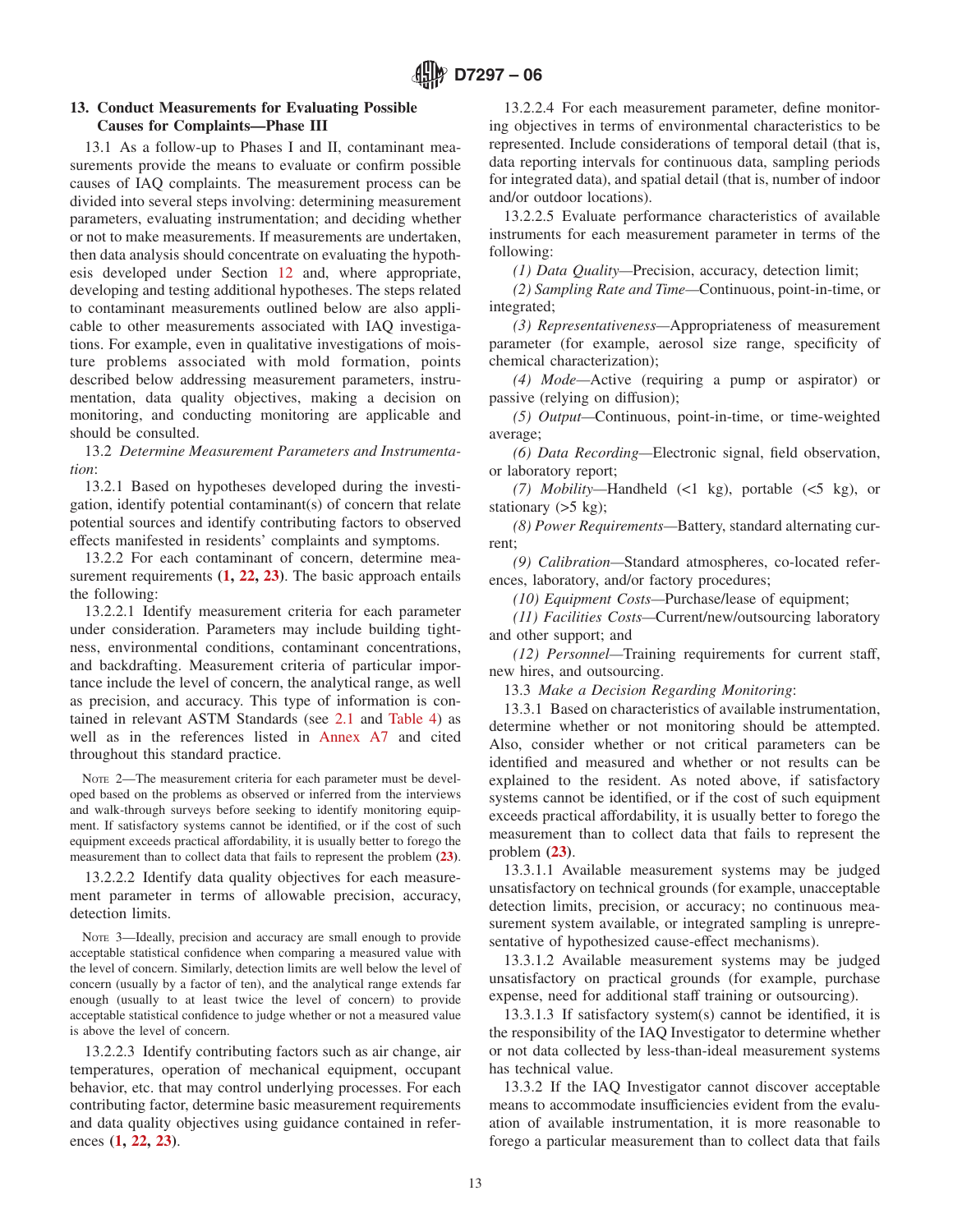## 13. Conduct Measurements for Evaluating Possible Causes for Complaints—Phase III

13.1 As a follow-up to Phases I and II, contaminant measurements provide the means to evaluate or confirm possible causes of IAQ complaints. The measurement process can be divided into several steps involving: determining measurement parameters, evaluating instrumentation; and deciding whether or not to make measurements. If measurements are undertaken, then data analysis should concentrate on evaluating the hypothesis developed under Section 12 and, where appropriate, developing and testing additional hypotheses. The steps related to contaminant measurements outlined below are also applicable to other measurements associated with IAQ investigations. For example, even in qualitative investigations of moisture problems associated with mold formation, points described below addressing measurement parameters, instrumentation, data quality objectives, making a decision on monitoring, and conducting monitoring are applicable and should be consulted.

13.2 *Determine Measurement Parameters and Instrumentation*:

13.2.1 Based on hypotheses developed during the investigation, identify potential contaminant(s) of concern that relate potential sources and identify contributing factors to observed effects manifested in residents' complaints and symptoms.

13.2.2 For each contaminant of concern, determine measurement requirements (**1, 22, 23**). The basic approach entails the following:

13.2.2.1 Identify measurement criteria for each parameter under consideration. Parameters may include building tightness, environmental conditions, contaminant concentrations, and backdrafting. Measurement criteria of particular importance include the level of concern, the analytical range, as well as precision, and accuracy. This type of information is contained in relevant ASTM Standards (see 2.1 and Table 4) as well as in the references listed in Annex A7 and cited throughout this standard practice.

NOTE 2—The measurement criteria for each parameter must be developed based on the problems as observed or inferred from the interviews and walk-through surveys before seeking to identify monitoring equipment. If satisfactory systems cannot be identified, or if the cost of such equipment exceeds practical affordability, it is usually better to forego the measurement than to collect data that fails to represent the problem (**23**).

13.2.2.2 Identify data quality objectives for each measurement parameter in terms of allowable precision, accuracy, detection limits.

NOTE 3—Ideally, precision and accuracy are small enough to provide acceptable statistical confidence when comparing a measured value with the level of concern. Similarly, detection limits are well below the level of concern (usually by a factor of ten), and the analytical range extends far enough (usually to at least twice the level of concern) to provide acceptable statistical confidence to judge whether or not a measured value is above the level of concern.

13.2.2.3 Identify contributing factors such as air change, air temperatures, operation of mechanical equipment, occupant behavior, etc. that may control underlying processes. For each contributing factor, determine basic measurement requirements and data quality objectives using guidance contained in references (**1, 22, 23**).

13.2.2.4 For each measurement parameter, define monitoring objectives in terms of environmental characteristics to be represented. Include considerations of temporal detail (that is, data reporting intervals for continuous data, sampling periods for integrated data), and spatial detail (that is, number of indoor and/or outdoor locations).

13.2.2.5 Evaluate performance characteristics of available instruments for each measurement parameter in terms of the following:

*(1) Data Quality*—Precision, accuracy, detection limit;

*(2) Sampling Rate and Time*—Continuous, point-in-time, or integrated;

*(3) Representativeness*—Appropriateness of measurement parameter (for example, aerosol size range, specificity of chemical characterization);

*(4) Mode*—Active (requiring a pump or aspirator) or passive (relying on diffusion);

*(5) Output*—Continuous, point-in-time, or time-weighted average;

*(6) Data Recording*—Electronic signal, field observation, or laboratory report;

*(7) Mobility*—Handheld (<1 kg), portable (<5 kg), or stationary (>5 kg);

*(8) Power Requirements*—Battery, standard alternating current;

*(9) Calibration*—Standard atmospheres, co-located references, laboratory, and/or factory procedures;

*(10) Equipment Costs*—Purchase/lease of equipment;

*(11) Facilities Costs*—Current/new/outsourcing laboratory and other support; and

*(12) Personnel*—Training requirements for current staff, new hires, and outsourcing.

13.3 *Make a Decision Regarding Monitoring*:

13.3.1 Based on characteristics of available instrumentation, determine whether or not monitoring should be attempted. Also, consider whether or not critical parameters can be identified and measured and whether or not results can be explained to the resident. As noted above, if satisfactory systems cannot be identified, or if the cost of such equipment exceeds practical affordability, it is usually better to forego the measurement than to collect data that fails to represent the problem (**23**).

13.3.1.1 Available measurement systems may be judged unsatisfactory on technical grounds (for example, unacceptable detection limits, precision, or accuracy; no continuous measurement system available, or integrated sampling is unrepresentative of hypothesized cause-effect mechanisms).

13.3.1.2 Available measurement systems may be judged unsatisfactory on practical grounds (for example, purchase expense, need for additional staff training or outsourcing).

13.3.1.3 If satisfactory system(s) cannot be identified, it is the responsibility of the IAQ Investigator to determine whether or not data collected by less-than-ideal measurement systems has technical value.

13.3.2 If the IAQ Investigator cannot discover acceptable means to accommodate insufficiencies evident from the evaluation of available instrumentation, it is more reasonable to forego a particular measurement than to collect data that fails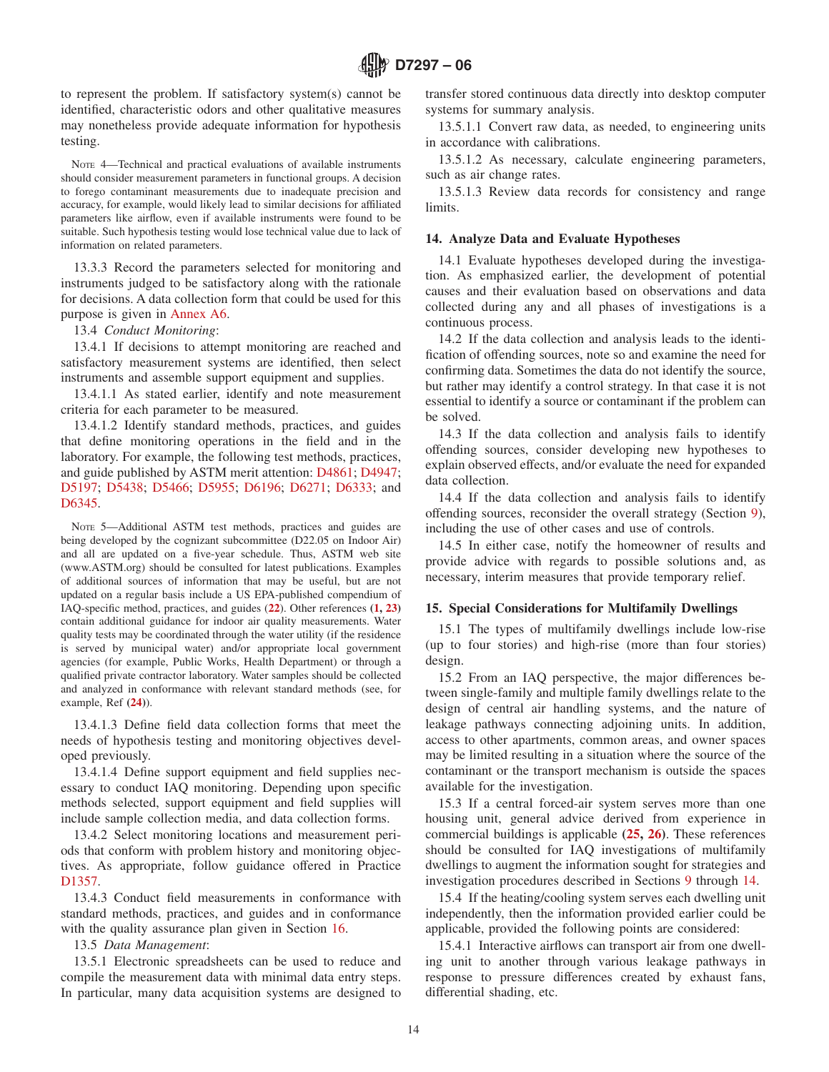to represent the problem. If satisfactory system(s) cannot be identified, characteristic odors and other qualitative measures may nonetheless provide adequate information for hypothesis testing.

NOTE 4—Technical and practical evaluations of available instruments should consider measurement parameters in functional groups. A decision to forego contaminant measurements due to inadequate precision and accuracy, for example, would likely lead to similar decisions for affiliated parameters like airflow, even if available instruments were found to be suitable. Such hypothesis testing would lose technical value due to lack of information on related parameters.

13.3.3 Record the parameters selected for monitoring and instruments judged to be satisfactory along with the rationale for decisions. A data collection form that could be used for this purpose is given in Annex A6.

13.4 *Conduct Monitoring*:

13.4.1 If decisions to attempt monitoring are reached and satisfactory measurement systems are identified, then select instruments and assemble support equipment and supplies.

13.4.1.1 As stated earlier, identify and note measurement criteria for each parameter to be measured.

13.4.1.2 Identify standard methods, practices, and guides that define monitoring operations in the field and in the laboratory. For example, the following test methods, practices, and guide published by ASTM merit attention: D4861; D4947; D5197; D5438; D5466; D5955; D6196; D6271; D6333; and D6345.

NOTE 5—Additional ASTM test methods, practices and guides are being developed by the cognizant subcommittee (D22.05 on Indoor Air) and all are updated on a five-year schedule. Thus, ASTM web site (www.ASTM.org) should be consulted for latest publications. Examples of additional sources of information that may be useful, but are not updated on a regular basis include a US EPA-published compendium of IAQ-specific method, practices, and guides (**22**). Other references (**1, 23**) contain additional guidance for indoor air quality measurements. Water quality tests may be coordinated through the water utility (if the residence is served by municipal water) and/or appropriate local government agencies (for example, Public Works, Health Department) or through a qualified private contractor laboratory. Water samples should be collected and analyzed in conformance with relevant standard methods (see, for example, Ref (**24**)).

13.4.1.3 Define field data collection forms that meet the needs of hypothesis testing and monitoring objectives developed previously.

13.4.1.4 Define support equipment and field supplies necessary to conduct IAQ monitoring. Depending upon specific methods selected, support equipment and field supplies will include sample collection media, and data collection forms.

13.4.2 Select monitoring locations and measurement periods that conform with problem history and monitoring objectives. As appropriate, follow guidance offered in Practice D1357.

13.4.3 Conduct field measurements in conformance with standard methods, practices, and guides and in conformance with the quality assurance plan given in Section 16.

13.5 *Data Management*:

13.5.1 Electronic spreadsheets can be used to reduce and compile the measurement data with minimal data entry steps. In particular, many data acquisition systems are designed to transfer stored continuous data directly into desktop computer systems for summary analysis.

13.5.1.1 Convert raw data, as needed, to engineering units in accordance with calibrations.

13.5.1.2 As necessary, calculate engineering parameters, such as air change rates.

13.5.1.3 Review data records for consistency and range limits.

## 14. Analyze Data and Evaluate Hypotheses

14.1 Evaluate hypotheses developed during the investigation. As emphasized earlier, the development of potential causes and their evaluation based on observations and data collected during any and all phases of investigations is a continuous process.

14.2 If the data collection and analysis leads to the identification of offending sources, note so and examine the need for confirming data. Sometimes the data do not identify the source, but rather may identify a control strategy. In that case it is not essential to identify a source or contaminant if the problem can be solved.

14.3 If the data collection and analysis fails to identify offending sources, consider developing new hypotheses to explain observed effects, and/or evaluate the need for expanded data collection.

14.4 If the data collection and analysis fails to identify offending sources, reconsider the overall strategy (Section 9), including the use of other cases and use of controls.

14.5 In either case, notify the homeowner of results and provide advice with regards to possible solutions and, as necessary, interim measures that provide temporary relief.

## 15. Special Considerations for Multifamily Dwellings

15.1 The types of multifamily dwellings include low-rise (up to four stories) and high-rise (more than four stories) design.

15.2 From an IAQ perspective, the major differences between single-family and multiple family dwellings relate to the design of central air handling systems, and the nature of leakage pathways connecting adjoining units. In addition, access to other apartments, common areas, and owner spaces may be limited resulting in a situation where the source of the contaminant or the transport mechanism is outside the spaces available for the investigation.

15.3 If a central forced-air system serves more than one housing unit, general advice derived from experience in commercial buildings is applicable (**25, 26**). These references should be consulted for IAQ investigations of multifamily dwellings to augment the information sought for strategies and investigation procedures described in Sections 9 through 14.

15.4 If the heating/cooling system serves each dwelling unit independently, then the information provided earlier could be applicable, provided the following points are considered:

15.4.1 Interactive airflows can transport air from one dwelling unit to another through various leakage pathways in response to pressure differences created by exhaust fans, differential shading, etc.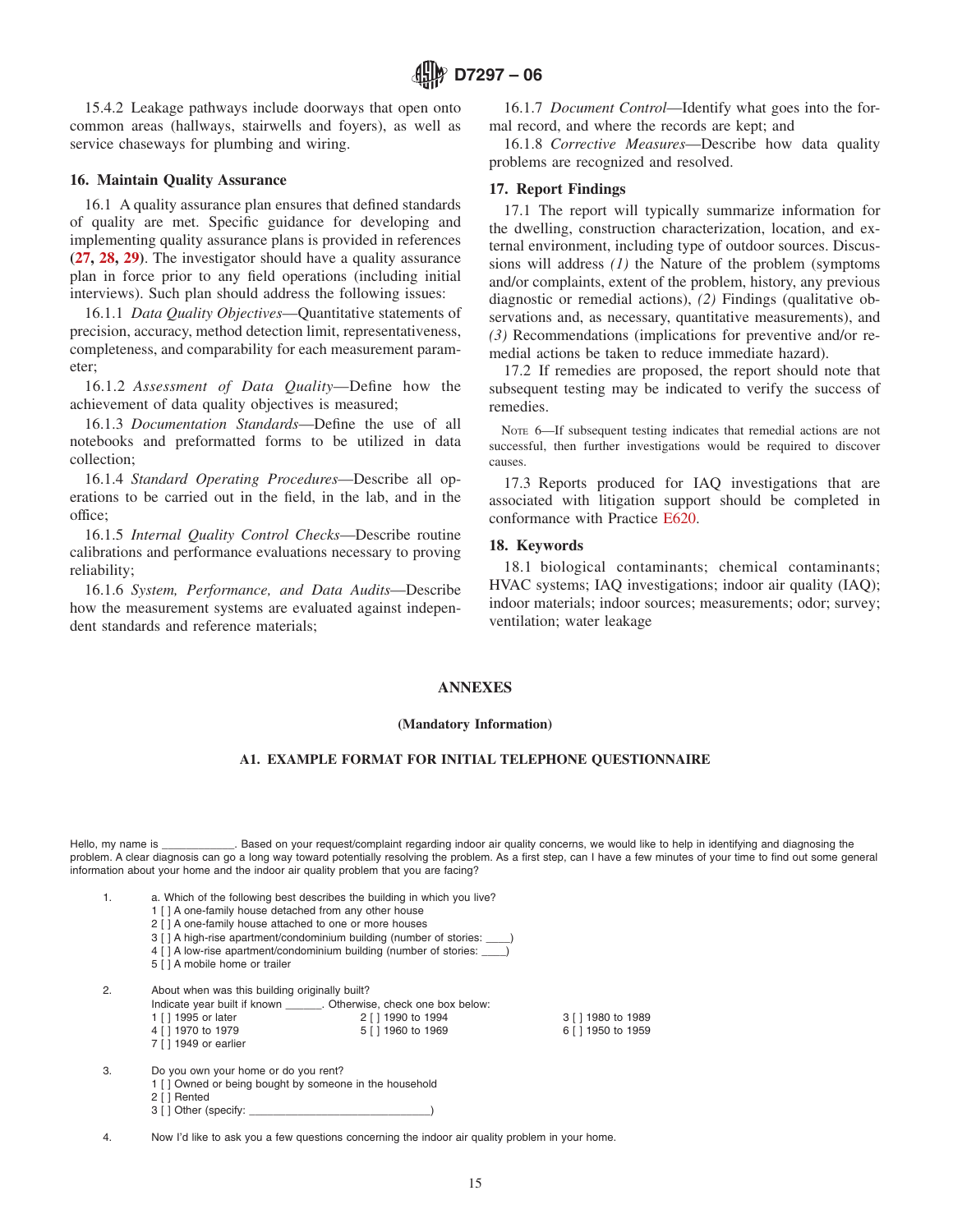15.4.2 Leakage pathways include doorways that open onto common areas (hallways, stairwells and foyers), as well as service chaseways for plumbing and wiring.

## 16. Maintain Quality Assurance

16.1 A quality assurance plan ensures that defined standards of quality are met. Specific guidance for developing and implementing quality assurance plans is provided in references (**27, 28, 29**). The investigator should have a quality assurance plan in force prior to any field operations (including initial interviews). Such plan should address the following issues:

16.1.1 *Data Quality Objectives*—Quantitative statements of precision, accuracy, method detection limit, representativeness, completeness, and comparability for each measurement parameter;

16.1.2 *Assessment of Data Quality*—Define how the achievement of data quality objectives is measured;

16.1.3 *Documentation Standards*—Define the use of all notebooks and preformatted forms to be utilized in data collection;

16.1.4 *Standard Operating Procedures*—Describe all operations to be carried out in the field, in the lab, and in the office;

16.1.5 *Internal Quality Control Checks*—Describe routine calibrations and performance evaluations necessary to proving reliability;

16.1.6 *System, Performance, and Data Audits*—Describe how the measurement systems are evaluated against independent standards and reference materials;

16.1.7 *Document Control*—Identify what goes into the formal record, and where the records are kept; and

16.1.8 *Corrective Measures*—Describe how data quality problems are recognized and resolved.

## 17. Report Findings

17.1 The report will typically summarize information for the dwelling, construction characterization, location, and external environment, including type of outdoor sources. Discussions will address *(1)* the Nature of the problem (symptoms and/or complaints, extent of the problem, history, any previous diagnostic or remedial actions), *(2)* Findings (qualitative observations and, as necessary, quantitative measurements), and *(3)* Recommendations (implications for preventive and/or remedial actions to be taken to reduce immediate hazard).

17.2 If remedies are proposed, the report should note that subsequent testing may be indicated to verify the success of remedies.

NOTE 6—If subsequent testing indicates that remedial actions are not successful, then further investigations would be required to discover causes.

17.3 Reports produced for IAQ investigations that are associated with litigation support should be completed in conformance with Practice E620.

## 18. Keywords

18.1 biological contaminants; chemical contaminants; HVAC systems; IAQ investigations; indoor air quality (IAQ); indoor materials; indoor sources; measurements; odor; survey; ventilation; water leakage

# ANNEXES

**(Mandatory Information)**

## A1. EXAMPLE FORMAT FOR INITIAL TELEPHONE QUESTIONNAIRE

Hello, my name is ____________. Based on your request/complaint regarding indoor air quality concerns, we would like to help in identifying and diagnosing the problem. A clear diagnosis can go a long way toward potentially resolving the problem. As a first step, can I have a few minutes of your time to find out some general information about your home and the indoor air quality problem that you are facing?

1. a. Which of the following best describes the building in which you live?
   1 [ ] A one-family house detached from any other house
   2 [ ] A one-family house attached to one or more houses
   3 [ ] A high-rise apartment/condominium building (number of stories: ____)
   4 [ ] A low-rise apartment/condominium building (number of stories: ____)
   5 [ ] A mobile home or trailer

2. About when was this building originally built?
   Indicate year built if known ______. Otherwise, check one box below:
   1 [ ] 1995 or later     2 [ ] 1990 to 1994     3 [ ] 1980 to 1989
   4 [ ] 1970 to 1979     5 [ ] 1960 to 1969     6 [ ] 1950 to 1959
   7 [ ] 1949 or earlier

3. Do you own your home or do you rent?
   1 [ ] Owned or being bought by someone in the household
   2 [ ] Rented
   3 [ ] Other (specify: _____________________________)

4. Now I'd like to ask you a few questions concerning the indoor air quality problem in your home.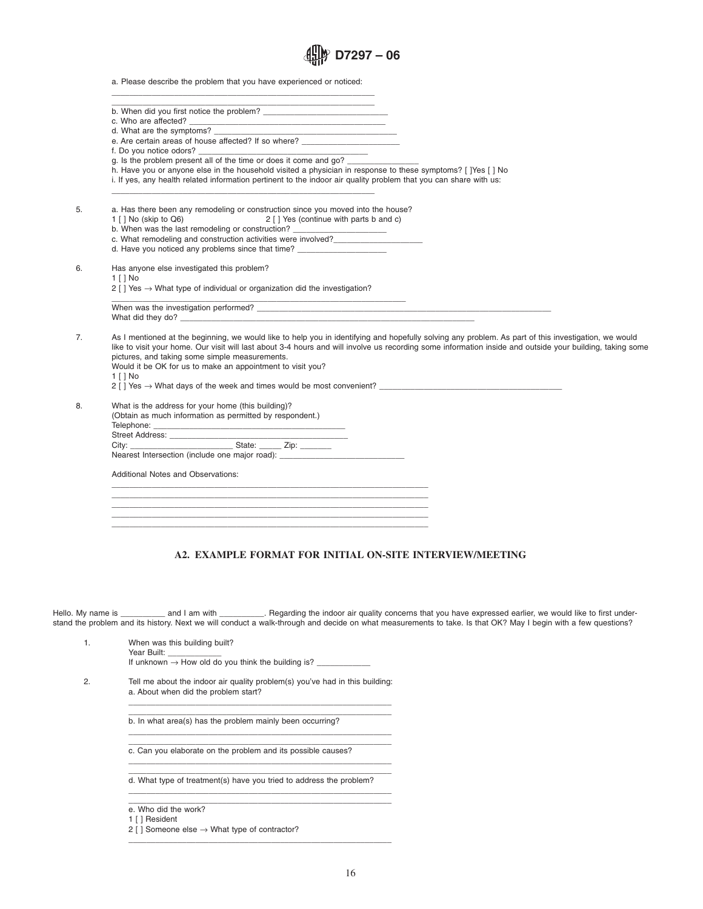a. Please describe the problem that you have experienced or noticed:

______________________________________________________________

______________________________________________________________

b. When did you first notice the problem? ____________________________

c. Who are affected? ______________________________________________

d. What are the symptoms? __________________________________________

e. Are certain areas of house affected? If so where? ______________________

f. Do you notice odors? _____________________________________________

g. Is the problem present all of the time or does it come and go? ________________

h. Have you or anyone else in the household visited a physician in response to these symptoms? [ ]Yes [ ] No

i. If yes, any health related information pertinent to the indoor air quality problem that you can share with us:

______________________________________________________________

5. a. Has there been any remodeling or construction since you moved into the house?
   1 [ ] No (skip to Q6)　　　　2 [ ] Yes (continue with parts b and c)
   b. When was the last remodeling or construction? ____________________
   c. What remodeling and construction activities were involved?____________________
   d. Have you noticed any problems since that time? ____________________

6. Has anyone else investigated this problem?
   1 [ ] No
   2 [ ] Yes → What type of individual or organization did the investigation?
   ____________________________________________________________________
   When was the investigation performed? ____________________________________________________________________
   What did they do? ____________________________________________________________________

7. As I mentioned at the beginning, we would like to help you in identifying and hopefully solving any problem. As part of this investigation, we would like to visit your home. Our visit will last about 3-4 hours and will involve us recording some information inside and outside your building, taking some pictures, and taking some simple measurements.
   Would it be OK for us to make an appointment to visit you?
   1 [ ] No
   2 [ ] Yes → What days of the week and times would be most convenient? ________________________________________

8. What is the address for your home (this building)?
   (Obtain as much information as permitted by respondent.)
   Telephone: ____________________________________________
   Street Address: ________________________________________
   City: ________________________ State: _____ Zip: _______
   Nearest Intersection (include one major road): ____________________________

   Additional Notes and Observations:
   ______________________________________________________________________
   ______________________________________________________________________
   ______________________________________________________________________
   ______________________________________________________________________
   ______________________________________________________________________

## A2. EXAMPLE FORMAT FOR INITIAL ON-SITE INTERVIEW/MEETING

Hello. My name is __________ and I am with __________. Regarding the indoor air quality concerns that you have expressed earlier, we would like to first understand the problem and its history. Next we will conduct a walk-through and decide on what measurements to take. Is that OK? May I begin with a few questions?

1. When was this building built?
   Year Built: ____________
   If unknown → How old do you think the building is? ____________

2. Tell me about the indoor air quality problem(s) you've had in this building:
   a. About when did the problem start?
   ______________________________________________________________
   ______________________________________________________________
   b. In what area(s) has the problem mainly been occurring?
   ______________________________________________________________
   ______________________________________________________________
   c. Can you elaborate on the problem and its possible causes?
   ______________________________________________________________
   ______________________________________________________________
   d. What type of treatment(s) have you tried to address the problem?
   ______________________________________________________________
   ______________________________________________________________
   e. Who did the work?
   1 [ ] Resident
   2 [ ] Someone else → What type of contractor?
   ______________________________________________________________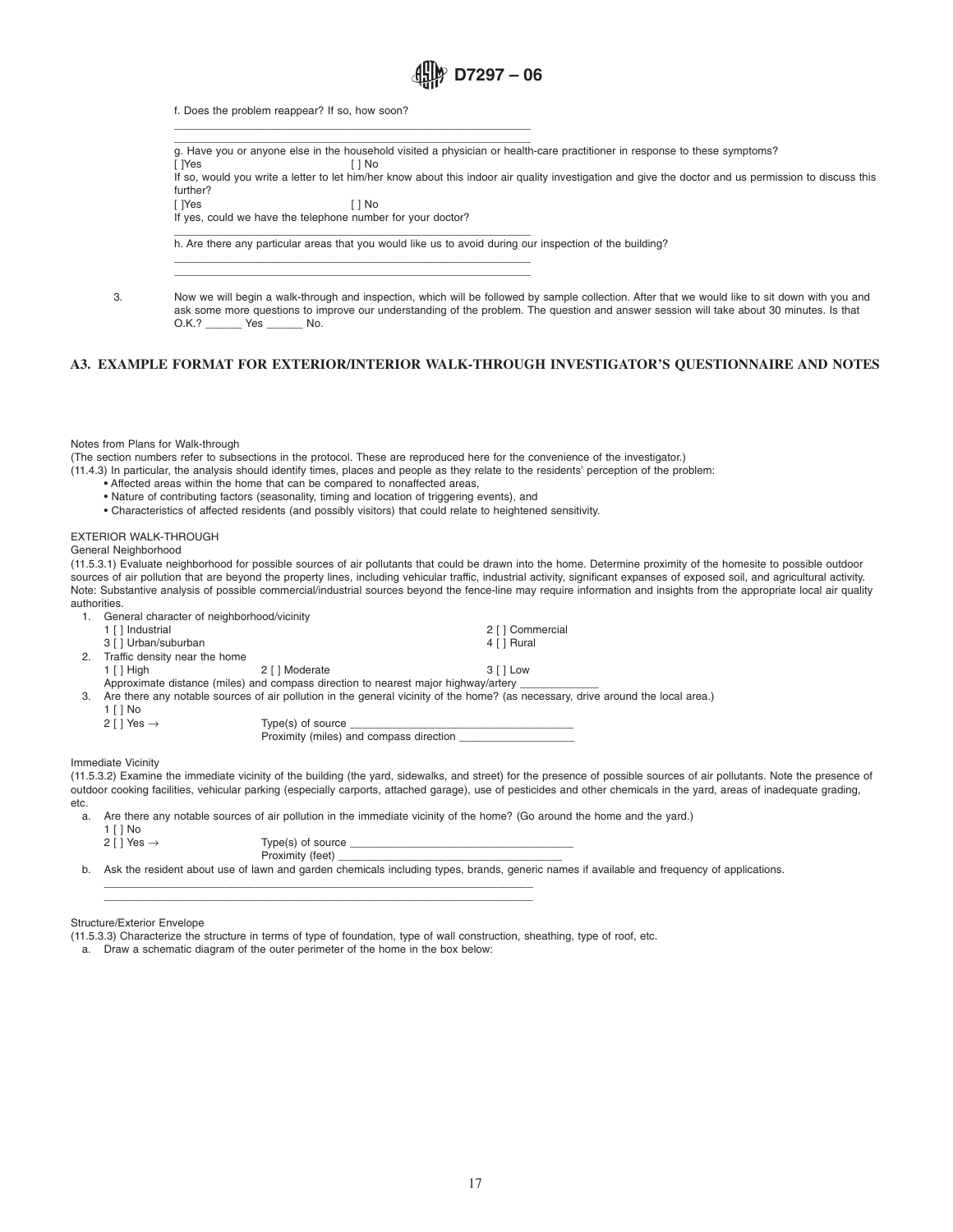f. Does the problem reappear? If so, how soon?

_______________________________________________________________

_______________________________________________________________

g. Have you or anyone else in the household visited a physician or health-care practitioner in response to these symptoms?

[ ]Yes [ ] No

If so, would you write a letter to let him/her know about this indoor air quality investigation and give the doctor and us permission to discuss this further?

[ ]Yes [ ] No

If yes, could we have the telephone number for your doctor?

_______________________________________________________________

h. Are there any particular areas that you would like us to avoid during our inspection of the building?

_______________________________________________________________

_______________________________________________________________

3. Now we will begin a walk-through and inspection, which will be followed by sample collection. After that we would like to sit down with you and ask some more questions to improve our understanding of the problem. The question and answer session will take about 30 minutes. Is that O.K.? ______ Yes ______ No.

## A3. EXAMPLE FORMAT FOR EXTERIOR/INTERIOR WALK-THROUGH INVESTIGATOR'S QUESTIONNAIRE AND NOTES

Notes from Plans for Walk-through

(The section numbers refer to subsections in the protocol. These are reproduced here for the convenience of the investigator.)

(11.4.3) In particular, the analysis should identify times, places and people as they relate to the residents' perception of the problem:

- Affected areas within the home that can be compared to nonaffected areas,
- Nature of contributing factors (seasonality, timing and location of triggering events), and
- Characteristics of affected residents (and possibly visitors) that could relate to heightened sensitivity.

EXTERIOR WALK-THROUGH

General Neighborhood

(11.5.3.1) Evaluate neighborhood for possible sources of air pollutants that could be drawn into the home. Determine proximity of the homesite to possible outdoor sources of air pollution that are beyond the property lines, including vehicular traffic, industrial activity, significant expanses of exposed soil, and agricultural activity. Note: Substantive analysis of possible commercial/industrial sources beyond the fence-line may require information and insights from the appropriate local air quality authorities.

1. General character of neighborhood/vicinity
   1 [ ] Industrial 2 [ ] Commercial
   3 [ ] Urban/suburban 4 [ ] Rural
2. Traffic density near the home
   1 [ ] High 2 [ ] Moderate 3 [ ] Low
   Approximate distance (miles) and compass direction to nearest major highway/artery ____________
3. Are there any notable sources of air pollution in the general vicinity of the home? (as necessary, drive around the local area.)
   1 [ ] No
   2 [ ] Yes → Type(s) of source ___________________________________
   Proximity (miles) and compass direction __________________

Immediate Vicinity

(11.5.3.2) Examine the immediate vicinity of the building (the yard, sidewalks, and street) for the presence of possible sources of air pollutants. Note the presence of outdoor cooking facilities, vehicular parking (especially carports, attached garage), use of pesticides and other chemicals in the yard, areas of inadequate grading, etc.

a. Are there any notable sources of air pollution in the immediate vicinity of the home? (Go around the home and the yard.)
   1 [ ] No
   2 [ ] Yes → Type(s) of source ___________________________________
   Proximity (feet) ___________________________________
b. Ask the resident about use of lawn and garden chemicals including types, brands, generic names if available and frequency of applications.
   _______________________________________________________________________
   _______________________________________________________________________

Structure/Exterior Envelope

(11.5.3.3) Characterize the structure in terms of type of foundation, type of wall construction, sheathing, type of roof, etc.

a. Draw a schematic diagram of the outer perimeter of the home in the box below: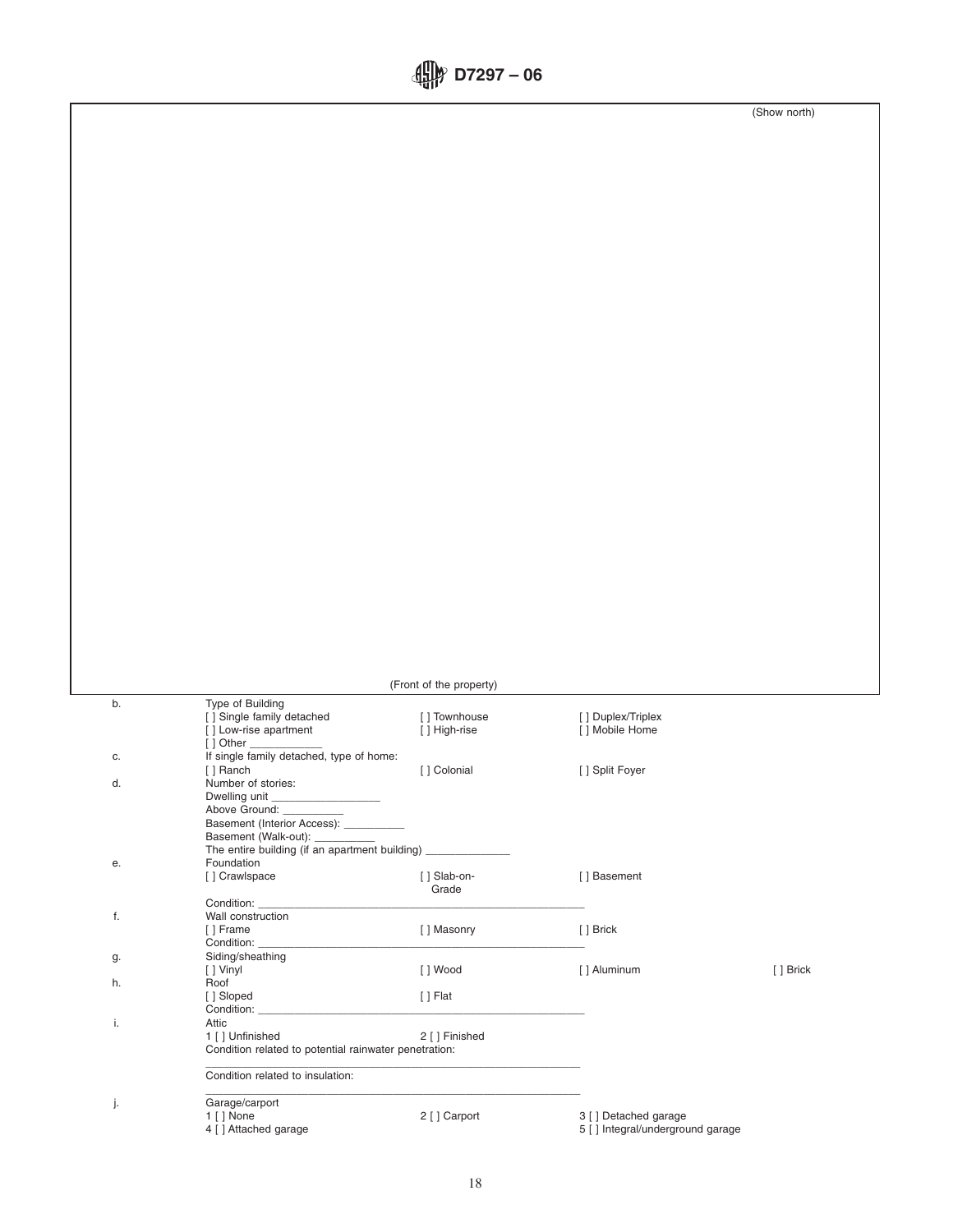(Show north)

(Front of the property)

b. Type of Building

| | | | |
|---|---|---|---|
| [ ] Single family detached | [ ] Townhouse | [ ] Duplex/Triplex | |
| [ ] Low-rise apartment | [ ] High-rise | [ ] Mobile Home | |
| [ ] Other ____________ | | | |

c. If single family detached, type of home:

| | | |
|---|---|---|
| [ ] Ranch | [ ] Colonial | [ ] Split Foyer |

d. Number of stories:

Dwelling unit _________________

Above Ground: __________

Basement (Interior Access): __________

Basement (Walk-out): __________

The entire building (if an apartment building) ______________

e. Foundation

| | | |
|---|---|---|
| [ ] Crawlspace | [ ] Slab-on-Grade | [ ] Basement |

Condition: ________________________________________________________

f. Wall construction

| | | |
|---|---|---|
| [ ] Frame | [ ] Masonry | [ ] Brick |

Condition: ________________________________________________________

g. Siding/sheathing

| | | | |
|---|---|---|---|
| [ ] Vinyl | [ ] Wood | [ ] Aluminum | [ ] Brick |

h. Roof

| | |
|---|---|
| [ ] Sloped | [ ] Flat |

Condition: ________________________________________________________

i. Attic

| | |
|---|---|
| 1 [ ] Unfinished | 2 [ ] Finished |

Condition related to potential rainwater penetration:

________________________________________________________

Condition related to insulation:

________________________________________________________

j. Garage/carport

| | | |
|---|---|---|
| 1 [ ] None | 2 [ ] Carport | 3 [ ] Detached garage |
| 4 [ ] Attached garage | | 5 [ ] Integral/underground garage |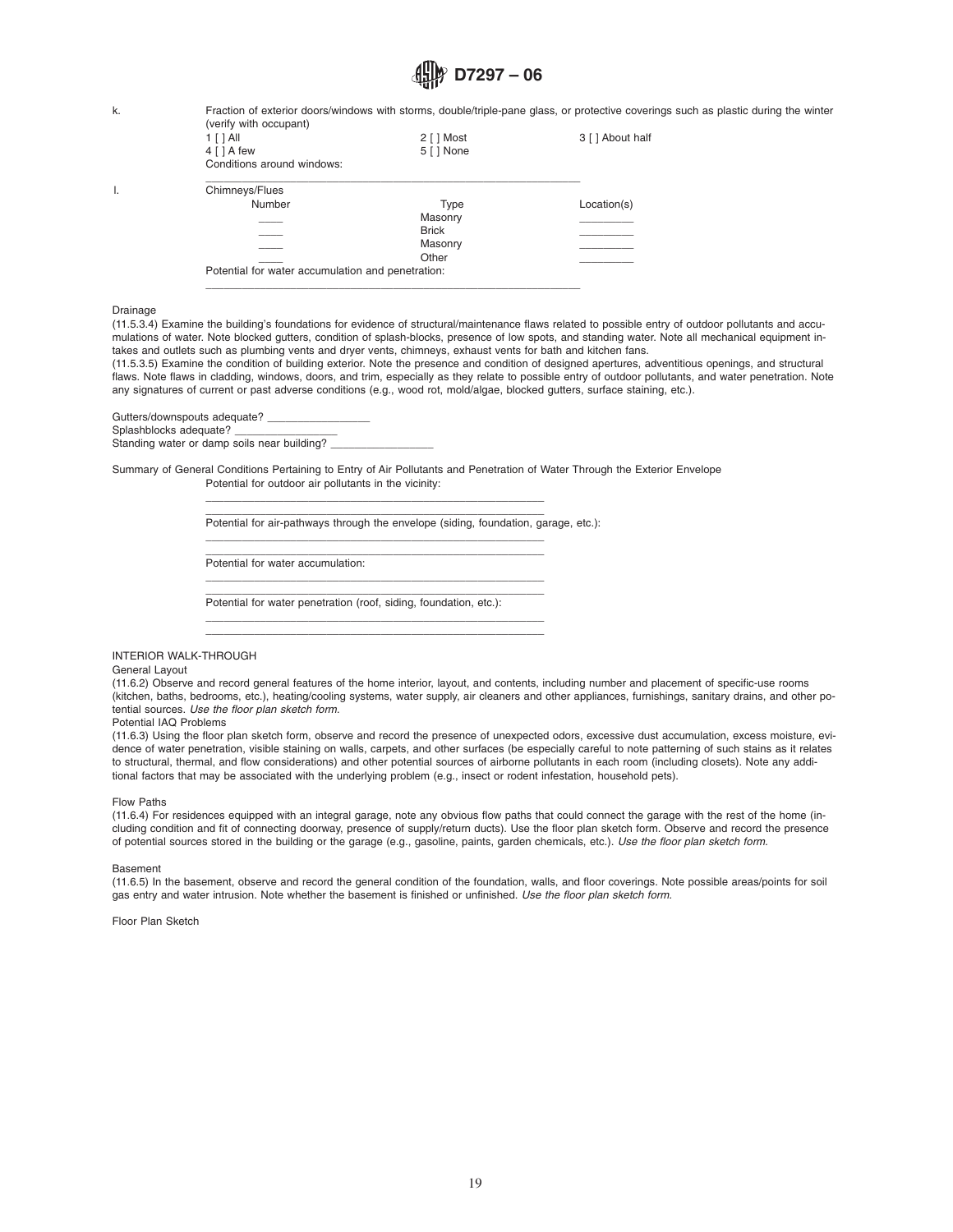k. Fraction of exterior doors/windows with storms, double/triple-pane glass, or protective coverings such as plastic during the winter (verify with occupant)

| | | |
|---|---|---|
| 1 [ ] All | 2 [ ] Most | 3 [ ] About half |
| 4 [ ] A few | 5 [ ] None | |

Conditions around windows:

_______________________________________________________________

l. Chimneys/Flues

| Number | Type | Location(s) |
|---|---|---|
| ____ | Masonry | _________ |
| ____ | Brick | _________ |
| ____ | Masonry | _________ |
| ____ | Other | _________ |

Potential for water accumulation and penetration:

_______________________________________________________________

Drainage

(11.5.3.4) Examine the building's foundations for evidence of structural/maintenance flaws related to possible entry of outdoor pollutants and accumulations of water. Note blocked gutters, condition of splash-blocks, presence of low spots, and standing water. Note all mechanical equipment intakes and outlets such as plumbing vents and dryer vents, chimneys, exhaust vents for bath and kitchen fans.

(11.5.3.5) Examine the condition of building exterior. Note the presence and condition of designed apertures, adventitious openings, and structural flaws. Note flaws in cladding, windows, doors, and trim, especially as they relate to possible entry of outdoor pollutants, and water penetration. Note any signatures of current or past adverse conditions (e.g., wood rot, mold/algae, blocked gutters, surface staining, etc.).

Gutters/downspouts adequate? ________________

Splashblocks adequate? ________________

Standing water or damp soils near building? ________________

Summary of General Conditions Pertaining to Entry of Air Pollutants and Penetration of Water Through the Exterior Envelope

Potential for outdoor air pollutants in the vicinity:

_______________________________________________________

_______________________________________________________

Potential for air-pathways through the envelope (siding, foundation, garage, etc.):

_______________________________________________________

_______________________________________________________

Potential for water accumulation:

_______________________________________________________

_______________________________________________________

Potential for water penetration (roof, siding, foundation, etc.):

_______________________________________________________

_______________________________________________________

INTERIOR WALK-THROUGH

General Layout

(11.6.2) Observe and record general features of the home interior, layout, and contents, including number and placement of specific-use rooms (kitchen, baths, bedrooms, etc.), heating/cooling systems, water supply, air cleaners and other appliances, furnishings, sanitary drains, and other potential sources. *Use the floor plan sketch form.*

Potential IAQ Problems

(11.6.3) Using the floor plan sketch form, observe and record the presence of unexpected odors, excessive dust accumulation, excess moisture, evidence of water penetration, visible staining on walls, carpets, and other surfaces (be especially careful to note patterning of such stains as it relates to structural, thermal, and flow considerations) and other potential sources of airborne pollutants in each room (including closets). Note any additional factors that may be associated with the underlying problem (e.g., insect or rodent infestation, household pets).

Flow Paths

(11.6.4) For residences equipped with an integral garage, note any obvious flow paths that could connect the garage with the rest of the home (including condition and fit of connecting doorway, presence of supply/return ducts). Use the floor plan sketch form. Observe and record the presence of potential sources stored in the building or the garage (e.g., gasoline, paints, garden chemicals, etc.). *Use the floor plan sketch form.*

Basement

(11.6.5) In the basement, observe and record the general condition of the foundation, walls, and floor coverings. Note possible areas/points for soil gas entry and water intrusion. Note whether the basement is finished or unfinished. *Use the floor plan sketch form.*

Floor Plan Sketch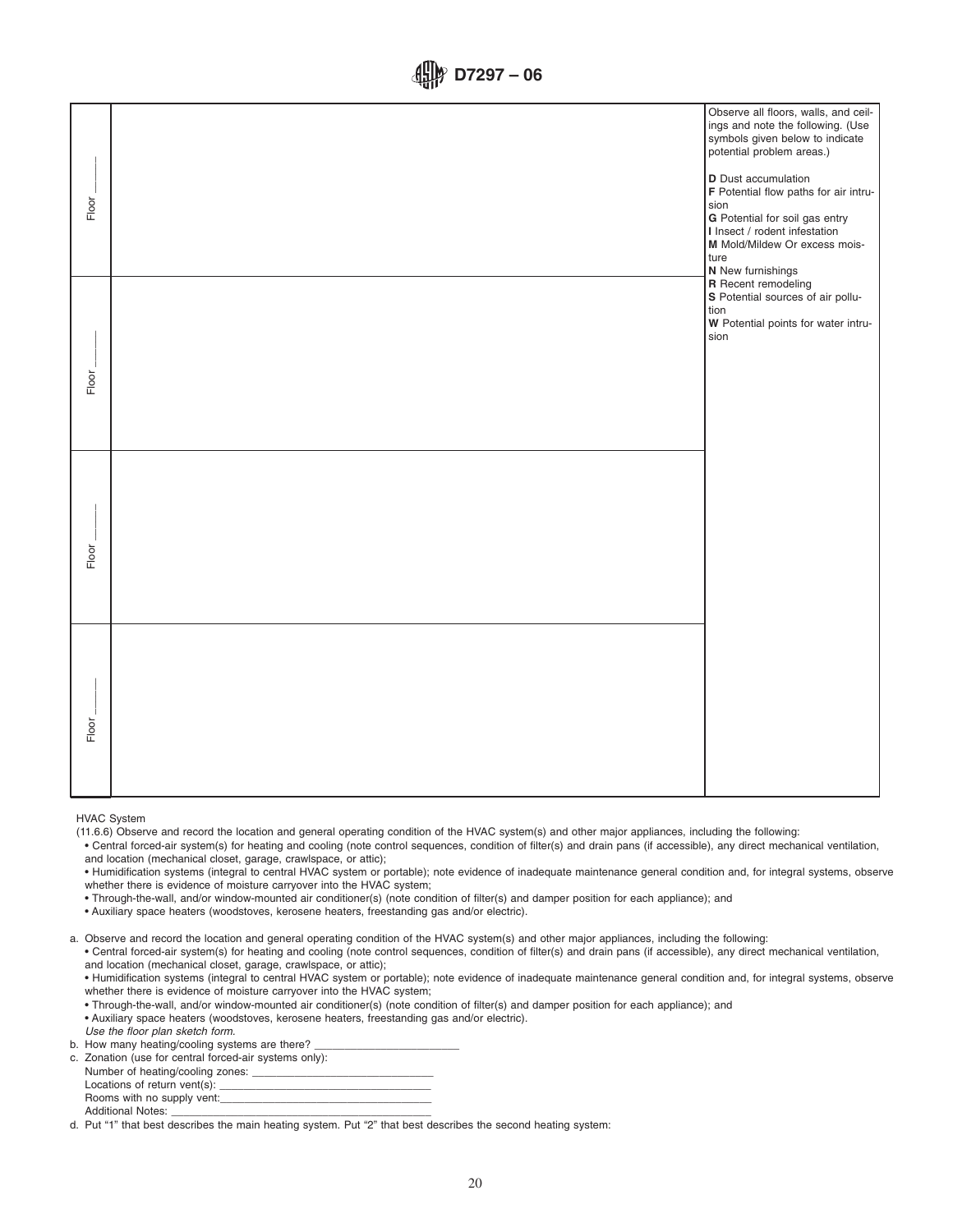| | | Observe all floors, walls, and ceilings and note the following. (Use symbols given below to indicate potential problem areas.)<br><br>**D** Dust accumulation<br>**F** Potential flow paths for air intrusion<br>**G** Potential for soil gas entry<br>**I** Insect / rodent infestation<br>**M** Mold/Mildew Or excess moisture<br>**N** New furnishings<br>**R** Recent remodeling<br>**S** Potential sources of air pollution<br>**W** Potential points for water intrusion |
|---|---|---|
| Floor _____ | | |
| Floor _____ | | |
| Floor _____ | | |
| Floor _____ | | |

HVAC System

(11.6.6) Observe and record the location and general operating condition of the HVAC system(s) and other major appliances, including the following:

- Central forced-air system(s) for heating and cooling (note control sequences, condition of filter(s) and drain pans (if accessible), any direct mechanical ventilation, and location (mechanical closet, garage, crawlspace, or attic);
- Humidification systems (integral to central HVAC system or portable); note evidence of inadequate maintenance general condition and, for integral systems, observe whether there is evidence of moisture carryover into the HVAC system;
- Through-the-wall, and/or window-mounted air conditioner(s) (note condition of filter(s) and damper position for each appliance); and
- Auxiliary space heaters (woodstoves, kerosene heaters, freestanding gas and/or electric).

a. Observe and record the location and general operating condition of the HVAC system(s) and other major appliances, including the following:
   - Central forced-air system(s) for heating and cooling (note control sequences, condition of filter(s) and drain pans (if accessible), any direct mechanical ventilation, and location (mechanical closet, garage, crawlspace, or attic);
   - Humidification systems (integral to central HVAC system or portable); note evidence of inadequate maintenance general condition and, for integral systems, observe whether there is evidence of moisture carryover into the HVAC system;
   - Through-the-wall, and/or window-mounted air conditioner(s) (note condition of filter(s) and damper position for each appliance); and
   - Auxiliary space heaters (woodstoves, kerosene heaters, freestanding gas and/or electric).

   *Use the floor plan sketch form.*

b. How many heating/cooling systems are there? ________________________

c. Zonation (use for central forced-air systems only):
   Number of heating/cooling zones: ______________________________
   Locations of return vent(s): __________________________________
   Rooms with no supply vent:__________________________________
   Additional Notes: ___________________________________________

d. Put "1" that best describes the main heating system. Put "2" that best describes the second heating system: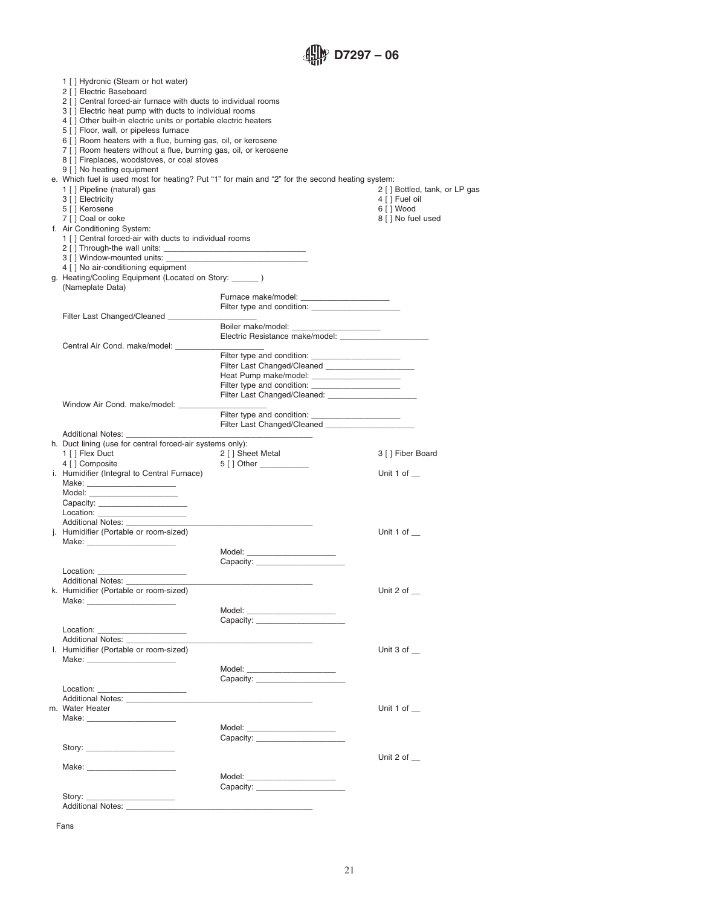1 [ ] Hydronic (Steam or hot water)
2 [ ] Electric Baseboard
2 [ ] Central forced-air furnace with ducts to individual rooms
3 [ ] Electric heat pump with ducts to individual rooms
4 [ ] Other built-in electric units or portable electric heaters
5 [ ] Floor, wall, or pipeless furnace
6 [ ] Room heaters with a flue, burning gas, oil, or kerosene
7 [ ] Room heaters without a flue, burning gas, oil, or kerosene
8 [ ] Fireplaces, woodstoves, or coal stoves
9 [ ] No heating equipment

e. Which fuel is used most for heating? Put "1" for main and "2" for the second heating system:

1 [ ] Pipeline (natural) gas — 2 [ ] Bottled, tank, or LP gas
3 [ ] Electricity — 4 [ ] Fuel oil
5 [ ] Kerosene — 6 [ ] Wood
7 [ ] Coal or coke — 8 [ ] No fuel used

f. Air Conditioning System:

1 [ ] Central forced-air with ducts to individual rooms
2 [ ] Through-the wall units: ______________________________
3 [ ] Window-mounted units: ______________________________
4 [ ] No air-conditioning equipment

g. Heating/Cooling Equipment (Located on Story: ______ )
(Nameplate Data)

Furnace make/model: ___________________
Filter type and condition: ___________________
Filter Last Changed/Cleaned ___________________
Boiler make/model: ___________________
Electric Resistance make/model: ___________________
Central Air Cond. make/model: ___________________
Filter type and condition: ___________________
Filter Last Changed/Cleaned ___________________
Heat Pump make/model: ___________________
Filter type and condition: ___________________
Filter Last Changed/Cleaned: ___________________
Window Air Cond. make/model: ___________________
Filter type and condition: ___________________
Filter Last Changed/Cleaned ___________________
Additional Notes: ________________________________________

h. Duct lining (use for central forced-air systems only):

1 [ ] Flex Duct — 2 [ ] Sheet Metal — 3 [ ] Fiber Board
4 [ ] Composite — 5 [ ] Other __________

i. Humidifier (Integral to Central Furnace) — Unit 1 of __

Make: ___________________
Model: ___________________
Capacity: ___________________
Location: ___________________
Additional Notes: ________________________________________

j. Humidifier (Portable or room-sized) — Unit 1 of __

Make: ___________________
Model: ___________________
Capacity: ___________________
Location: ___________________
Additional Notes: ________________________________________

k. Humidifier (Portable or room-sized) — Unit 2 of __

Make: ___________________
Model: ___________________
Capacity: ___________________
Location: ___________________
Additional Notes: ________________________________________

l. Humidifier (Portable or room-sized) — Unit 3 of __

Make: ___________________
Model: ___________________
Capacity: ___________________
Location: ___________________
Additional Notes: ________________________________________

m. Water Heater — Unit 1 of __

Make: ___________________
Model: ___________________
Capacity: ___________________
Story: ___________________

Unit 2 of __

Make: ___________________
Model: ___________________
Capacity: ___________________
Story: ___________________
Additional Notes: ________________________________________

Fans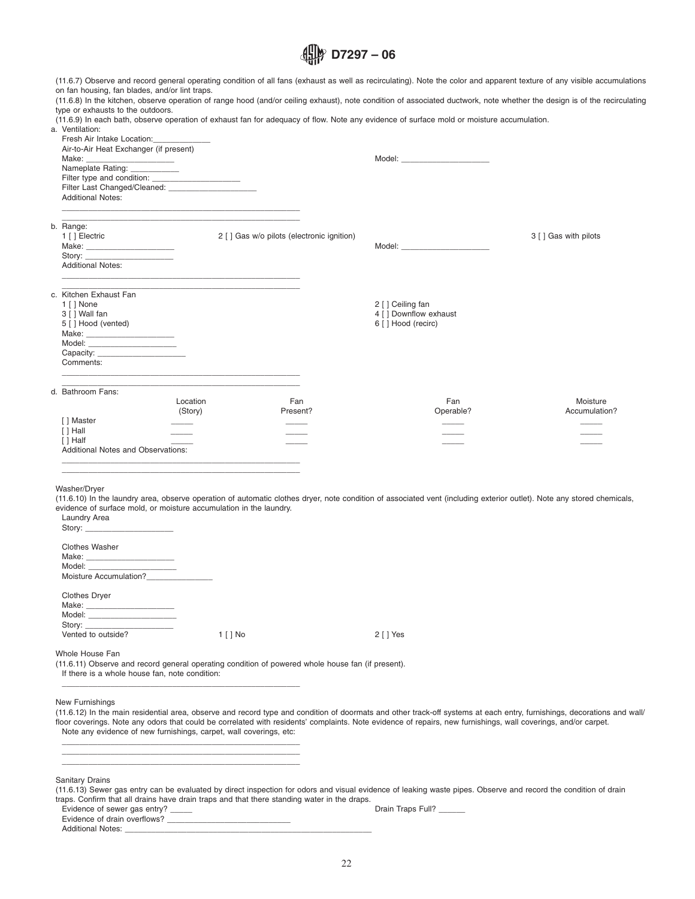(11.6.7) Observe and record general operating condition of all fans (exhaust as well as recirculating). Note the color and apparent texture of any visible accumulations on fan housing, fan blades, and/or lint traps.

(11.6.8) In the kitchen, observe operation of range hood (and/or ceiling exhaust), note condition of associated ductwork, note whether the design is of the recirculating type or exhausts to the outdoors.

(11.6.9) In each bath, observe operation of exhaust fan for adequacy of flow. Note any evidence of surface mold or moisture accumulation.

a. Ventilation:

Fresh Air Intake Location:_____________

Air-to-Air Heat Exchanger (if present)

Make: ____________________ Model: ____________________

Nameplate Rating: ___________

Filter type and condition: ____________________

Filter Last Changed/Cleaned: ____________________

Additional Notes:

________________________________________________________

________________________________________________________

b. Range:

1 [ ] Electric 2 [ ] Gas w/o pilots (electronic ignition) 3 [ ] Gas with pilots

Make: ____________________ Model: ____________________

Story: ____________________

Additional Notes:

________________________________________________________

________________________________________________________

c. Kitchen Exhaust Fan

1 [ ] None 2 [ ] Ceiling fan

3 [ ] Wall fan 4 [ ] Downflow exhaust

5 [ ] Hood (vented) 6 [ ] Hood (recirc)

Make: ____________________

Model: ____________________

Capacity: ____________________

Comments:

________________________________________________________

________________________________________________________

d. Bathroom Fans:

| | Location (Story) | Fan Present? | Fan Operable? | Moisture Accumulation? |
|---|---|---|---|---|
| [ ] Master | _____ | _____ | _____ | _____ |
| [ ] Hall | _____ | _____ | _____ | _____ |
| [ ] Half | _____ | _____ | _____ | _____ |

Additional Notes and Observations:

________________________________________________________

________________________________________________________

Washer/Dryer

(11.6.10) In the laundry area, observe operation of automatic clothes dryer, note condition of associated vent (including exterior outlet). Note any stored chemicals, evidence of surface mold, or moisture accumulation in the laundry.

Laundry Area

Story: ____________________

Clothes Washer

Make: ____________________

Model: ____________________

Moisture Accumulation?_______________

Clothes Dryer

Make: ____________________

Model: ____________________

Story: ____________________

Vented to outside? 1 [ ] No 2 [ ] Yes

Whole House Fan

(11.6.11) Observe and record general operating condition of powered whole house fan (if present).

If there is a whole house fan, note condition:

________________________________________________________

New Furnishings

(11.6.12) In the main residential area, observe and record type and condition of doormats and other track-off systems at each entry, furnishings, decorations and wall/floor coverings. Note any odors that could be correlated with residents' complaints. Note evidence of repairs, new furnishings, wall coverings, and/or carpet.

Note any evidence of new furnishings, carpet, wall coverings, etc:

________________________________________________________

________________________________________________________

________________________________________________________

Sanitary Drains

(11.6.13) Sewer gas entry can be evaluated by direct inspection for odors and visual evidence of leaking waste pipes. Observe and record the condition of drain traps. Confirm that all drains have drain traps and that there standing water in the draps.

Evidence of sewer gas entry? _____ Drain Traps Full? ______

Evidence of drain overflows? ____________________________

Additional Notes: ________________________________________________________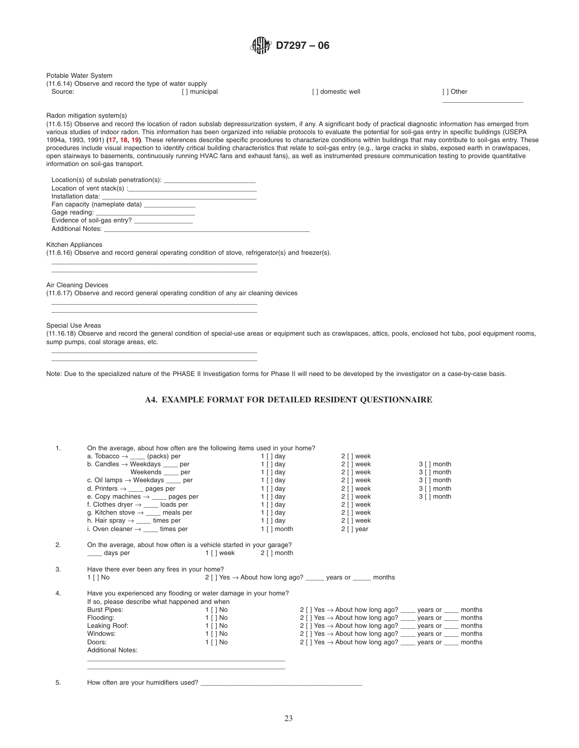Potable Water System

(11.6.14) Observe and record the type of water supply

Source: [ ] municipal [ ] domestic well [ ] Other ____________________

Radon mitigation system(s)

(11.6.15) Observe and record the location of radon subslab depressurization system, if any. A significant body of practical diagnostic information has emerged from various studies of indoor radon. This information has been organized into reliable protocols to evaluate the potential for soil-gas entry in specific buildings (USEPA 1994a, 1993, 1991) **(17, 18, 19)**. These references describe specific procedures to characterize conditions within buildings that may contribute to soil-gas entry. These procedures include visual inspection to identify critical building characteristics that relate to soil-gas entry (e.g., large cracks in slabs, exposed earth in crawlspaces, open stairways to basements, continuously running HVAC fans and exhaust fans), as well as instrumented pressure communication testing to provide quantitative information on soil-gas transport.

Location(s) of subslab penetration(s): ________________________

Location of vent stack(s) :___________________________________

Installation data: ___________________________________________

Fan capacity (nameplate data) ______________

Gage reading: ___________________________

Evidence of soil-gas entry? ________________

Additional Notes: ________________________________________________________

Kitchen Appliances

(11.6.16) Observe and record general operating condition of stove, refrigerator(s) and freezer(s).

________________________________________________________

________________________________________________________

Air Cleaning Devices

(11.6.17) Observe and record general operating condition of any air cleaning devices

________________________________________________________

________________________________________________________

Special Use Areas

(11.16.18) Observe and record the general condition of special-use areas or equipment such as crawlspaces, attics, pools, enclosed hot tubs, pool equipment rooms, sump pumps, coal storage areas, etc.

________________________________________________________

________________________________________________________

Note: Due to the specialized nature of the PHASE II Investigation forms for Phase II will need to be developed by the investigator on a case-by-case basis.

## A4. EXAMPLE FORMAT FOR DETAILED RESIDENT QUESTIONNAIRE

1. On the average, about how often are the following items used in your home?

| | | | |
|---|---|---|---|
| a. Tobacco → ____ (packs) per | 1 [ ] day | 2 [ ] week | |
| b. Candles → Weekdays ____ per | 1 [ ] day | 2 [ ] week | 3 [ ] month |
| Weekends ____ per | 1 [ ] day | 2 [ ] week | 3 [ ] month |
| c. Oil lamps → Weekdays ____ per | 1 [ ] day | 2 [ ] week | 3 [ ] month |
| d. Printers → ____ pages per | 1 [ ] day | 2 [ ] week | 3 [ ] month |
| e. Copy machines → ____ pages per | 1 [ ] day | 2 [ ] week | 3 [ ] month |
| f. Clothes dryer → ____ loads per | 1 [ ] day | 2 [ ] week | |
| g. Kitchen stove → ____ meals per | 1 [ ] day | 2 [ ] week | |
| h. Hair spray → ____ times per | 1 [ ] day | 2 [ ] week | |
| i. Oven cleaner → ____ times per | 1 [ ] month | 2 [ ] year | |

2. On the average, about how often is a vehicle started in your garage?

   ____ days per 1 [ ] week 2 [ ] month

3. Have there ever been any fires in your home?

   1 [ ] No 2 [ ] Yes → About how long ago? _____ years or _____ months

4. Have you experienced any flooding or water damage in your home?
   If so, please describe what happened and when

| | | |
|---|---|---|
| Burst Pipes: | 1 [ ] No | 2 [ ] Yes → About how long ago? ____ years or ____ months |
| Flooding: | 1 [ ] No | 2 [ ] Yes → About how long ago? ____ years or ____ months |
| Leaking Roof: | 1 [ ] No | 2 [ ] Yes → About how long ago? ____ years or ____ months |
| Windows: | 1 [ ] No | 2 [ ] Yes → About how long ago? ____ years or ____ months |
| Doors: | 1 [ ] No | 2 [ ] Yes → About how long ago? ____ years or ____ months |

   Additional Notes:

   ________________________________________________________

   ________________________________________________________

5. How often are your humidifiers used? ____________________________________________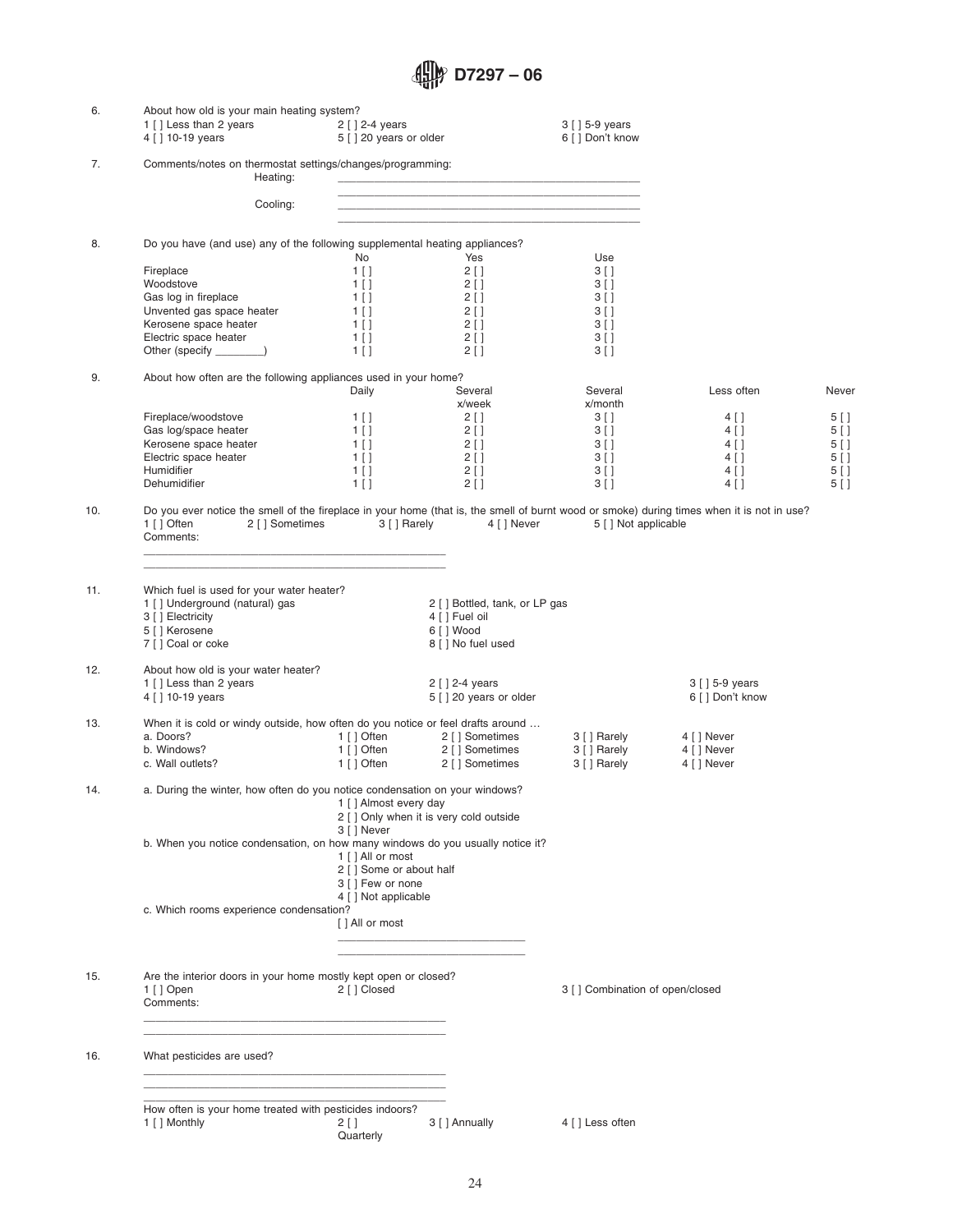6. About how old is your main heating system?

1 [ ] Less than 2 years    2 [ ] 2-4 years    3 [ ] 5-9 years
4 [ ] 10-19 years    5 [ ] 20 years or older    6 [ ] Don't know

7. Comments/notes on thermostat settings/changes/programming:

Heating: ______________________________________________
______________________________________________

Cooling: ______________________________________________
______________________________________________

8. Do you have (and use) any of the following supplemental heating appliances?

| | No | Yes | Use |
|---|---|---|---|
| Fireplace | 1 [ ] | 2 [ ] | 3 [ ] |
| Woodstove | 1 [ ] | 2 [ ] | 3 [ ] |
| Gas log in fireplace | 1 [ ] | 2 [ ] | 3 [ ] |
| Unvented gas space heater | 1 [ ] | 2 [ ] | 3 [ ] |
| Kerosene space heater | 1 [ ] | 2 [ ] | 3 [ ] |
| Electric space heater | 1 [ ] | 2 [ ] | 3 [ ] |
| Other (specify ________) | 1 [ ] | 2 [ ] | 3 [ ] |

9. About how often are the following appliances used in your home?

| | Daily | Several x/week | Several x/month | Less often | Never |
|---|---|---|---|---|---|
| Fireplace/woodstove | 1 [ ] | 2 [ ] | 3 [ ] | 4 [ ] | 5 [ ] |
| Gas log/space heater | 1 [ ] | 2 [ ] | 3 [ ] | 4 [ ] | 5 [ ] |
| Kerosene space heater | 1 [ ] | 2 [ ] | 3 [ ] | 4 [ ] | 5 [ ] |
| Electric space heater | 1 [ ] | 2 [ ] | 3 [ ] | 4 [ ] | 5 [ ] |
| Humidifier | 1 [ ] | 2 [ ] | 3 [ ] | 4 [ ] | 5 [ ] |
| Dehumidifier | 1 [ ] | 2 [ ] | 3 [ ] | 4 [ ] | 5 [ ] |

10. Do you ever notice the smell of the fireplace in your home (that is, the smell of burnt wood or smoke) during times when it is not in use?

1 [ ] Often    2 [ ] Sometimes    3 [ ] Rarely    4 [ ] Never    5 [ ] Not applicable

Comments:
______________________________________________
______________________________________________

11. Which fuel is used for your water heater?

1 [ ] Underground (natural) gas    2 [ ] Bottled, tank, or LP gas
3 [ ] Electricity    4 [ ] Fuel oil
5 [ ] Kerosene    6 [ ] Wood
7 [ ] Coal or coke    8 [ ] No fuel used

12. About how old is your water heater?

1 [ ] Less than 2 years    2 [ ] 2-4 years    3 [ ] 5-9 years
4 [ ] 10-19 years    5 [ ] 20 years or older    6 [ ] Don't know

13. When it is cold or windy outside, how often do you notice or feel drafts around …

| | | | | |
|---|---|---|---|---|
| a. Doors? | 1 [ ] Often | 2 [ ] Sometimes | 3 [ ] Rarely | 4 [ ] Never |
| b. Windows? | 1 [ ] Often | 2 [ ] Sometimes | 3 [ ] Rarely | 4 [ ] Never |
| c. Wall outlets? | 1 [ ] Often | 2 [ ] Sometimes | 3 [ ] Rarely | 4 [ ] Never |

14. a. During the winter, how often do you notice condensation on your windows?

1 [ ] Almost every day
2 [ ] Only when it is very cold outside
3 [ ] Never

b. When you notice condensation, on how many windows do you usually notice it?

1 [ ] All or most
2 [ ] Some or about half
3 [ ] Few or none
4 [ ] Not applicable

c. Which rooms experience condensation?

[ ] All or most
______________________________
______________________________

15. Are the interior doors in your home mostly kept open or closed?

1 [ ] Open    2 [ ] Closed    3 [ ] Combination of open/closed

Comments:
______________________________________________
______________________________________________

16. What pesticides are used?

______________________________________________
______________________________________________
______________________________________________

How often is your home treated with pesticides indoors?

1 [ ] Monthly    2 [ ] Quarterly    3 [ ] Annually    4 [ ] Less often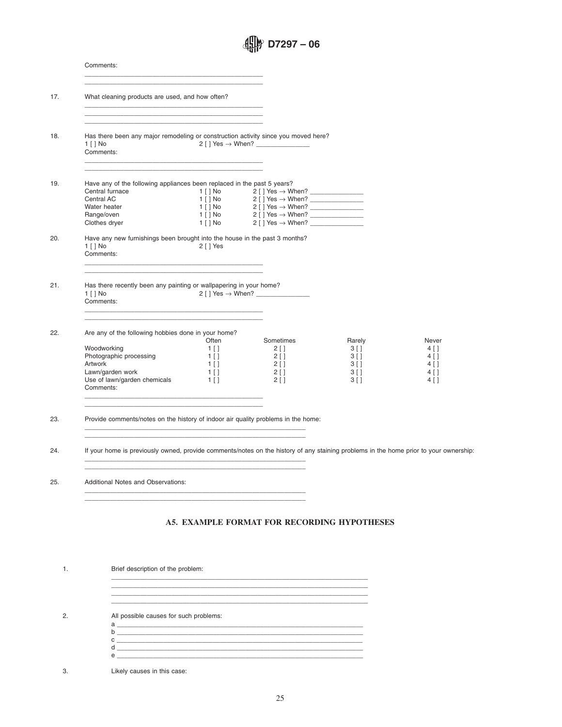Comments:

\_\_\_\_\_\_\_\_\_\_\_\_\_\_\_\_\_\_\_\_\_\_\_\_\_\_\_\_\_\_\_\_\_\_\_\_\_\_\_\_\_\_\_\_\_\_\_\_\_\_

\_\_\_\_\_\_\_\_\_\_\_\_\_\_\_\_\_\_\_\_\_\_\_\_\_\_\_\_\_\_\_\_\_\_\_\_\_\_\_\_\_\_\_\_\_\_\_\_\_\_

17. What cleaning products are used, and how often?

\_\_\_\_\_\_\_\_\_\_\_\_\_\_\_\_\_\_\_\_\_\_\_\_\_\_\_\_\_\_\_\_\_\_\_\_\_\_\_\_\_\_\_\_\_\_\_\_\_\_

\_\_\_\_\_\_\_\_\_\_\_\_\_\_\_\_\_\_\_\_\_\_\_\_\_\_\_\_\_\_\_\_\_\_\_\_\_\_\_\_\_\_\_\_\_\_\_\_\_\_

\_\_\_\_\_\_\_\_\_\_\_\_\_\_\_\_\_\_\_\_\_\_\_\_\_\_\_\_\_\_\_\_\_\_\_\_\_\_\_\_\_\_\_\_\_\_\_\_\_\_

18. Has there been any major remodeling or construction activity since you moved here?

1 [ ] No    2 [ ] Yes → When? \_\_\_\_\_\_\_\_\_\_\_\_\_\_\_

Comments:

\_\_\_\_\_\_\_\_\_\_\_\_\_\_\_\_\_\_\_\_\_\_\_\_\_\_\_\_\_\_\_\_\_\_\_\_\_\_\_\_\_\_\_\_\_\_\_\_\_\_

\_\_\_\_\_\_\_\_\_\_\_\_\_\_\_\_\_\_\_\_\_\_\_\_\_\_\_\_\_\_\_\_\_\_\_\_\_\_\_\_\_\_\_\_\_\_\_\_\_\_

19. Have any of the following appliances been replaced in the past 5 years?

| | | |
|---|---|---|
| Central furnace | 1 [ ] No | 2 [ ] Yes → When? \_\_\_\_\_\_\_\_\_\_\_\_\_\_\_ |
| Central AC | 1 [ ] No | 2 [ ] Yes → When? \_\_\_\_\_\_\_\_\_\_\_\_\_\_\_ |
| Water heater | 1 [ ] No | 2 [ ] Yes → When? \_\_\_\_\_\_\_\_\_\_\_\_\_\_\_ |
| Range/oven | 1 [ ] No | 2 [ ] Yes → When? \_\_\_\_\_\_\_\_\_\_\_\_\_\_\_ |
| Clothes dryer | 1 [ ] No | 2 [ ] Yes → When? \_\_\_\_\_\_\_\_\_\_\_\_\_\_\_ |

20. Have any new furnishings been brought into the house in the past 3 months?

1 [ ] No    2 [ ] Yes

Comments:

\_\_\_\_\_\_\_\_\_\_\_\_\_\_\_\_\_\_\_\_\_\_\_\_\_\_\_\_\_\_\_\_\_\_\_\_\_\_\_\_\_\_\_\_\_\_\_\_\_\_

\_\_\_\_\_\_\_\_\_\_\_\_\_\_\_\_\_\_\_\_\_\_\_\_\_\_\_\_\_\_\_\_\_\_\_\_\_\_\_\_\_\_\_\_\_\_\_\_\_\_

21. Has there recently been any painting or wallpapering in your home?

1 [ ] No    2 [ ] Yes → When? \_\_\_\_\_\_\_\_\_\_\_\_\_\_\_

Comments:

\_\_\_\_\_\_\_\_\_\_\_\_\_\_\_\_\_\_\_\_\_\_\_\_\_\_\_\_\_\_\_\_\_\_\_\_\_\_\_\_\_\_\_\_\_\_\_\_\_\_

\_\_\_\_\_\_\_\_\_\_\_\_\_\_\_\_\_\_\_\_\_\_\_\_\_\_\_\_\_\_\_\_\_\_\_\_\_\_\_\_\_\_\_\_\_\_\_\_\_\_

22. Are any of the following hobbies done in your home?

| | Often | Sometimes | Rarely | Never |
|---|---|---|---|---|
| Woodworking | 1 [ ] | 2 [ ] | 3 [ ] | 4 [ ] |
| Photographic processing | 1 [ ] | 2 [ ] | 3 [ ] | 4 [ ] |
| Artwork | 1 [ ] | 2 [ ] | 3 [ ] | 4 [ ] |
| Lawn/garden work | 1 [ ] | 2 [ ] | 3 [ ] | 4 [ ] |
| Use of lawn/garden chemicals | 1 [ ] | 2 [ ] | 3 [ ] | 4 [ ] |

Comments:

\_\_\_\_\_\_\_\_\_\_\_\_\_\_\_\_\_\_\_\_\_\_\_\_\_\_\_\_\_\_\_\_\_\_\_\_\_\_\_\_\_\_\_\_\_\_\_\_\_\_

\_\_\_\_\_\_\_\_\_\_\_\_\_\_\_\_\_\_\_\_\_\_\_\_\_\_\_\_\_\_\_\_\_\_\_\_\_\_\_\_\_\_\_\_\_\_\_\_\_\_

23. Provide comments/notes on the history of indoor air quality problems in the home:

\_\_\_\_\_\_\_\_\_\_\_\_\_\_\_\_\_\_\_\_\_\_\_\_\_\_\_\_\_\_\_\_\_\_\_\_\_\_\_\_\_\_\_\_\_\_\_\_\_\_\_\_\_\_\_\_\_\_\_\_\_\_\_

\_\_\_\_\_\_\_\_\_\_\_\_\_\_\_\_\_\_\_\_\_\_\_\_\_\_\_\_\_\_\_\_\_\_\_\_\_\_\_\_\_\_\_\_\_\_\_\_\_\_\_\_\_\_\_\_\_\_\_\_\_\_\_

24. If your home is previously owned, provide comments/notes on the history of any staining problems in the home prior to your ownership:

\_\_\_\_\_\_\_\_\_\_\_\_\_\_\_\_\_\_\_\_\_\_\_\_\_\_\_\_\_\_\_\_\_\_\_\_\_\_\_\_\_\_\_\_\_\_\_\_\_\_\_\_\_\_\_\_\_\_\_\_\_\_\_

\_\_\_\_\_\_\_\_\_\_\_\_\_\_\_\_\_\_\_\_\_\_\_\_\_\_\_\_\_\_\_\_\_\_\_\_\_\_\_\_\_\_\_\_\_\_\_\_\_\_\_\_\_\_\_\_\_\_\_\_\_\_\_

25. Additional Notes and Observations:

\_\_\_\_\_\_\_\_\_\_\_\_\_\_\_\_\_\_\_\_\_\_\_\_\_\_\_\_\_\_\_\_\_\_\_\_\_\_\_\_\_\_\_\_\_\_\_\_\_\_\_\_\_\_\_\_\_\_\_\_\_\_\_

\_\_\_\_\_\_\_\_\_\_\_\_\_\_\_\_\_\_\_\_\_\_\_\_\_\_\_\_\_\_\_\_\_\_\_\_\_\_\_\_\_\_\_\_\_\_\_\_\_\_\_\_\_\_\_\_\_\_\_\_\_\_\_

## A5. EXAMPLE FORMAT FOR RECORDING HYPOTHESES

1. Brief description of the problem:

\_\_\_\_\_\_\_\_\_\_\_\_\_\_\_\_\_\_\_\_\_\_\_\_\_\_\_\_\_\_\_\_\_\_\_\_\_\_\_\_\_\_\_\_\_\_\_\_\_\_\_\_\_\_\_\_\_\_\_\_\_\_\_\_\_\_\_\_\_

\_\_\_\_\_\_\_\_\_\_\_\_\_\_\_\_\_\_\_\_\_\_\_\_\_\_\_\_\_\_\_\_\_\_\_\_\_\_\_\_\_\_\_\_\_\_\_\_\_\_\_\_\_\_\_\_\_\_\_\_\_\_\_\_\_\_\_\_\_

\_\_\_\_\_\_\_\_\_\_\_\_\_\_\_\_\_\_\_\_\_\_\_\_\_\_\_\_\_\_\_\_\_\_\_\_\_\_\_\_\_\_\_\_\_\_\_\_\_\_\_\_\_\_\_\_\_\_\_\_\_\_\_\_\_\_\_\_\_

\_\_\_\_\_\_\_\_\_\_\_\_\_\_\_\_\_\_\_\_\_\_\_\_\_\_\_\_\_\_\_\_\_\_\_\_\_\_\_\_\_\_\_\_\_\_\_\_\_\_\_\_\_\_\_\_\_\_\_\_\_\_\_\_\_\_\_\_\_

2. All possible causes for such problems:

a \_\_\_\_\_\_\_\_\_\_\_\_\_\_\_\_\_\_\_\_\_\_\_\_\_\_\_\_\_\_\_\_\_\_\_\_\_\_\_\_\_\_\_\_\_\_\_\_\_\_\_\_\_\_\_\_\_\_\_\_\_\_\_\_\_\_\_

b \_\_\_\_\_\_\_\_\_\_\_\_\_\_\_\_\_\_\_\_\_\_\_\_\_\_\_\_\_\_\_\_\_\_\_\_\_\_\_\_\_\_\_\_\_\_\_\_\_\_\_\_\_\_\_\_\_\_\_\_\_\_\_\_\_\_\_

c \_\_\_\_\_\_\_\_\_\_\_\_\_\_\_\_\_\_\_\_\_\_\_\_\_\_\_\_\_\_\_\_\_\_\_\_\_\_\_\_\_\_\_\_\_\_\_\_\_\_\_\_\_\_\_\_\_\_\_\_\_\_\_\_\_\_\_

d \_\_\_\_\_\_\_\_\_\_\_\_\_\_\_\_\_\_\_\_\_\_\_\_\_\_\_\_\_\_\_\_\_\_\_\_\_\_\_\_\_\_\_\_\_\_\_\_\_\_\_\_\_\_\_\_\_\_\_\_\_\_\_\_\_\_\_

e \_\_\_\_\_\_\_\_\_\_\_\_\_\_\_\_\_\_\_\_\_\_\_\_\_\_\_\_\_\_\_\_\_\_\_\_\_\_\_\_\_\_\_\_\_\_\_\_\_\_\_\_\_\_\_\_\_\_\_\_\_\_\_\_\_\_\_

3. Likely causes in this case: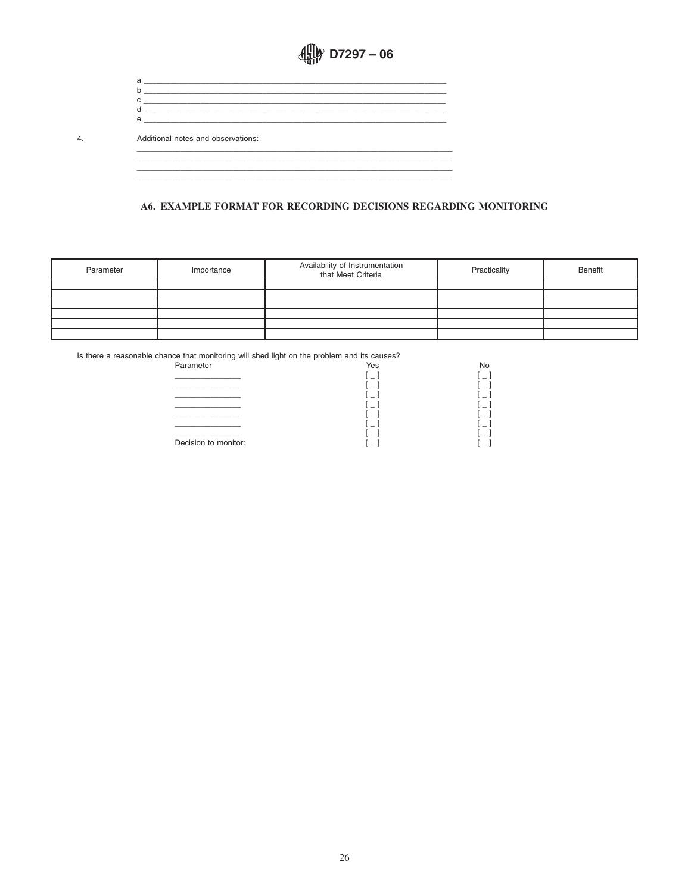a ______________________________________________________________________
b ______________________________________________________________________
c ______________________________________________________________________
d ______________________________________________________________________
e ______________________________________________________________________

4. Additional notes and observations:

________________________________________________________________________
________________________________________________________________________
________________________________________________________________________
________________________________________________________________________

## A6. EXAMPLE FORMAT FOR RECORDING DECISIONS REGARDING MONITORING

| Parameter | Importance | Availability of Instrumentation that Meet Criteria | Practicality | Benefit |
|---|---|---|---|---|
| | | | | |
| | | | | |
| | | | | |
| | | | | |
| | | | | |
| | | | | |

Is there a reasonable chance that monitoring will shed light on the problem and its causes?

| Parameter | Yes | No |
|---|---|---|
| ______________ | [ _ ] | [ _ ] |
| ______________ | [ _ ] | [ _ ] |
| ______________ | [ _ ] | [ _ ] |
| ______________ | [ _ ] | [ _ ] |
| ______________ | [ _ ] | [ _ ] |
| ______________ | [ _ ] | [ _ ] |
| ______________ | [ _ ] | [ _ ] |
| Decision to monitor: | [ _ ] | [ _ ] |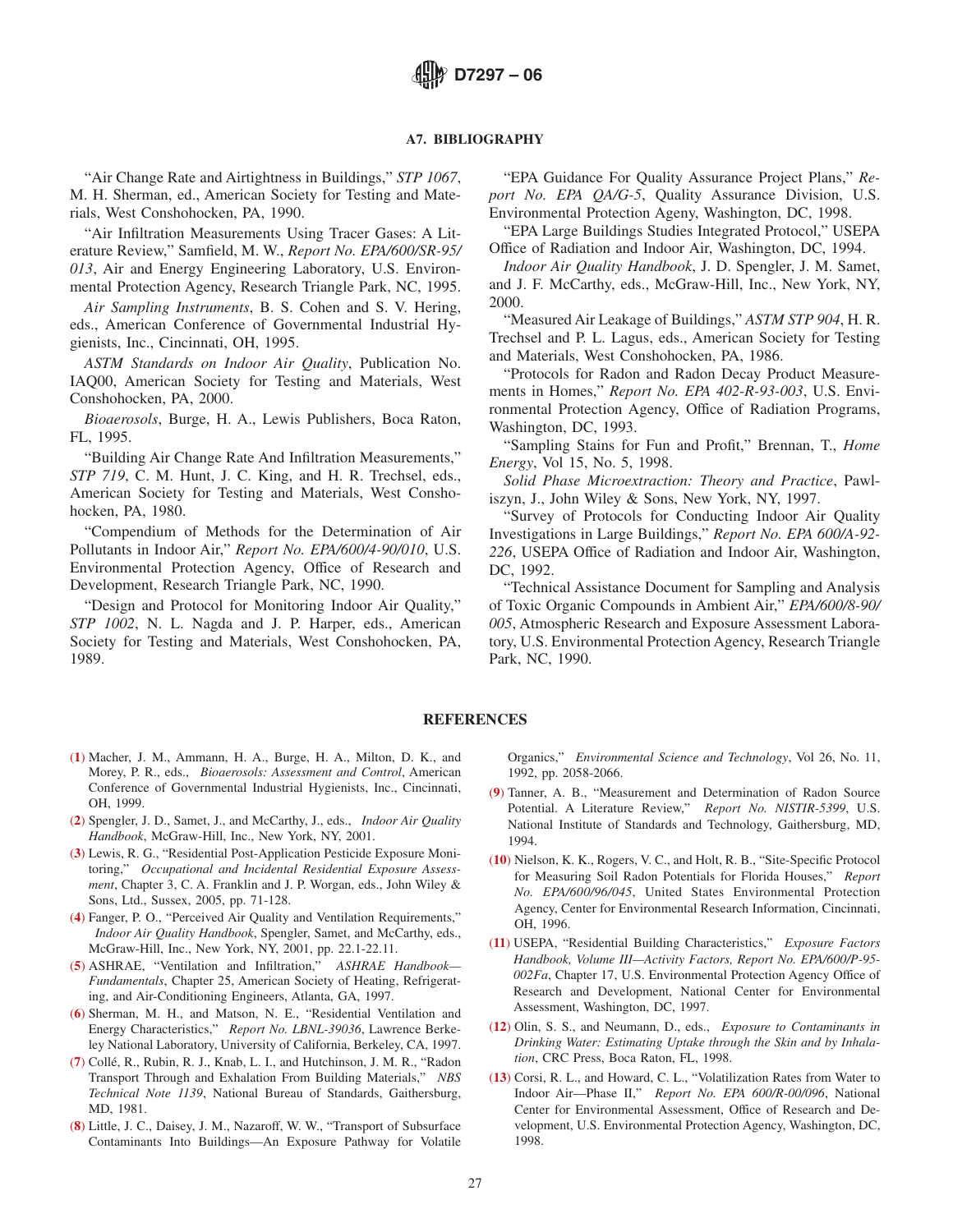## A7. BIBLIOGRAPHY

"Air Change Rate and Airtightness in Buildings," *STP 1067*, M. H. Sherman, ed., American Society for Testing and Materials, West Conshohocken, PA, 1990.

"Air Infiltration Measurements Using Tracer Gases: A Literature Review," Samfield, M. W., *Report No. EPA/600/SR-95/013*, Air and Energy Engineering Laboratory, U.S. Environmental Protection Agency, Research Triangle Park, NC, 1995.

*Air Sampling Instruments*, B. S. Cohen and S. V. Hering, eds., American Conference of Governmental Industrial Hygienists, Inc., Cincinnati, OH, 1995.

*ASTM Standards on Indoor Air Quality*, Publication No. IAQ00, American Society for Testing and Materials, West Conshohocken, PA, 2000.

*Bioaerosols*, Burge, H. A., Lewis Publishers, Boca Raton, FL, 1995.

"Building Air Change Rate And Infiltration Measurements," *STP 719*, C. M. Hunt, J. C. King, and H. R. Trechsel, eds., American Society for Testing and Materials, West Conshohocken, PA, 1980.

"Compendium of Methods for the Determination of Air Pollutants in Indoor Air," *Report No. EPA/600/4-90/010*, U.S. Environmental Protection Agency, Office of Research and Development, Research Triangle Park, NC, 1990.

"Design and Protocol for Monitoring Indoor Air Quality," *STP 1002*, N. L. Nagda and J. P. Harper, eds., American Society for Testing and Materials, West Conshohocken, PA, 1989.

"EPA Guidance For Quality Assurance Project Plans," *Report No. EPA QA/G-5*, Quality Assurance Division, U.S. Environmental Protection Ageny, Washington, DC, 1998.

"EPA Large Buildings Studies Integrated Protocol," USEPA Office of Radiation and Indoor Air, Washington, DC, 1994.

*Indoor Air Quality Handbook*, J. D. Spengler, J. M. Samet, and J. F. McCarthy, eds., McGraw-Hill, Inc., New York, NY, 2000.

"Measured Air Leakage of Buildings," *ASTM STP 904*, H. R. Trechsel and P. L. Lagus, eds., American Society for Testing and Materials, West Conshohocken, PA, 1986.

"Protocols for Radon and Radon Decay Product Measurements in Homes," *Report No. EPA 402-R-93-003*, U.S. Environmental Protection Agency, Office of Radiation Programs, Washington, DC, 1993.

"Sampling Stains for Fun and Profit," Brennan, T., *Home Energy*, Vol 15, No. 5, 1998.

*Solid Phase Microextraction: Theory and Practice*, Pawliszyn, J., John Wiley & Sons, New York, NY, 1997.

"Survey of Protocols for Conducting Indoor Air Quality Investigations in Large Buildings," *Report No. EPA 600/A-92-226*, USEPA Office of Radiation and Indoor Air, Washington, DC, 1992.

"Technical Assistance Document for Sampling and Analysis of Toxic Organic Compounds in Ambient Air," *EPA/600/8-90/005*, Atmospheric Research and Exposure Assessment Laboratory, U.S. Environmental Protection Agency, Research Triangle Park, NC, 1990.

## REFERENCES

**(1)** Macher, J. M., Ammann, H. A., Burge, H. A., Milton, D. K., and Morey, P. R., eds., *Bioaerosols: Assessment and Control*, American Conference of Governmental Industrial Hygienists, Inc., Cincinnati, OH, 1999.

**(2)** Spengler, J. D., Samet, J., and McCarthy, J., eds., *Indoor Air Quality Handbook*, McGraw-Hill, Inc., New York, NY, 2001.

**(3)** Lewis, R. G., "Residential Post-Application Pesticide Exposure Monitoring," *Occupational and Incidental Residential Exposure Assessment*, Chapter 3, C. A. Franklin and J. P. Worgan, eds., John Wiley & Sons, Ltd., Sussex, 2005, pp. 71-128.

**(4)** Fanger, P. O., "Perceived Air Quality and Ventilation Requirements," *Indoor Air Quality Handbook*, Spengler, Samet, and McCarthy, eds., McGraw-Hill, Inc., New York, NY, 2001, pp. 22.1-22.11.

**(5)** ASHRAE, "Ventilation and Infiltration," *ASHRAE Handbook—Fundamentals*, Chapter 25, American Society of Heating, Refrigerating, and Air-Conditioning Engineers, Atlanta, GA, 1997.

**(6)** Sherman, M. H., and Matson, N. E., "Residential Ventilation and Energy Characteristics," *Report No. LBNL-39036*, Lawrence Berkeley National Laboratory, University of California, Berkeley, CA, 1997.

**(7)** Collé, R., Rubin, R. J., Knab, L. I., and Hutchinson, J. M. R., "Radon Transport Through and Exhalation From Building Materials," *NBS Technical Note 1139*, National Bureau of Standards, Gaithersburg, MD, 1981.

**(8)** Little, J. C., Daisey, J. M., Nazaroff, W. W., "Transport of Subsurface Contaminants Into Buildings—An Exposure Pathway for Volatile Organics," *Environmental Science and Technology*, Vol 26, No. 11, 1992, pp. 2058-2066.

**(9)** Tanner, A. B., "Measurement and Determination of Radon Source Potential. A Literature Review," *Report No. NISTIR-5399*, U.S. National Institute of Standards and Technology, Gaithersburg, MD, 1994.

**(10)** Nielson, K. K., Rogers, V. C., and Holt, R. B., "Site-Specific Protocol for Measuring Soil Radon Potentials for Florida Houses," *Report No. EPA/600/96/045*, United States Environmental Protection Agency, Center for Environmental Research Information, Cincinnati, OH, 1996.

**(11)** USEPA, "Residential Building Characteristics," *Exposure Factors Handbook, Volume III—Activity Factors, Report No. EPA/600/P-95-002Fa*, Chapter 17, U.S. Environmental Protection Agency Office of Research and Development, National Center for Environmental Assessment, Washington, DC, 1997.

**(12)** Olin, S. S., and Neumann, D., eds., *Exposure to Contaminants in Drinking Water: Estimating Uptake through the Skin and by Inhalation*, CRC Press, Boca Raton, FL, 1998.

**(13)** Corsi, R. L., and Howard, C. L., "Volatilization Rates from Water to Indoor Air—Phase II," *Report No. EPA 600/R-00/096*, National Center for Environmental Assessment, Office of Research and Development, U.S. Environmental Protection Agency, Washington, DC, 1998.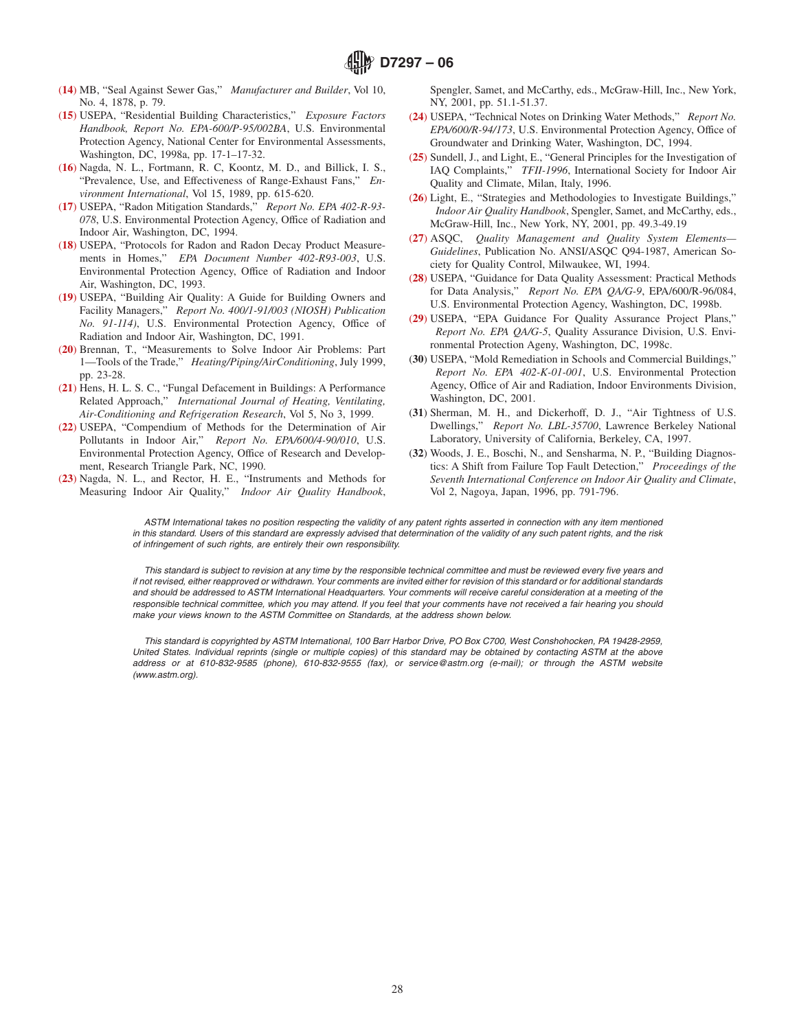(**14**) MB, "Seal Against Sewer Gas," *Manufacturer and Builder*, Vol 10, No. 4, 1878, p. 79.

(**15**) USEPA, "Residential Building Characteristics," *Exposure Factors Handbook, Report No. EPA-600/P-95/002BA*, U.S. Environmental Protection Agency, National Center for Environmental Assessments, Washington, DC, 1998a, pp. 17-1–17-32.

(**16**) Nagda, N. L., Fortmann, R. C, Koontz, M. D., and Billick, I. S., "Prevalence, Use, and Effectiveness of Range-Exhaust Fans," *Environment International*, Vol 15, 1989, pp. 615-620.

(**17**) USEPA, "Radon Mitigation Standards," *Report No. EPA 402-R-93-078*, U.S. Environmental Protection Agency, Office of Radiation and Indoor Air, Washington, DC, 1994.

(**18**) USEPA, "Protocols for Radon and Radon Decay Product Measurements in Homes," *EPA Document Number 402-R93-003*, U.S. Environmental Protection Agency, Office of Radiation and Indoor Air, Washington, DC, 1993.

(**19**) USEPA, "Building Air Quality: A Guide for Building Owners and Facility Managers," *Report No. 400/1-91/003 (NIOSH) Publication No. 91-114)*, U.S. Environmental Protection Agency, Office of Radiation and Indoor Air, Washington, DC, 1991.

(**20**) Brennan, T., "Measurements to Solve Indoor Air Problems: Part 1—Tools of the Trade," *Heating/Piping/AirConditioning*, July 1999, pp. 23-28.

(**21**) Hens, H. L. S. C., "Fungal Defacement in Buildings: A Performance Related Approach," *International Journal of Heating, Ventilating, Air-Conditioning and Refrigeration Research*, Vol 5, No 3, 1999.

(**22**) USEPA, "Compendium of Methods for the Determination of Air Pollutants in Indoor Air," *Report No. EPA/600/4-90/010*, U.S. Environmental Protection Agency, Office of Research and Development, Research Triangle Park, NC, 1990.

(**23**) Nagda, N. L., and Rector, H. E., "Instruments and Methods for Measuring Indoor Air Quality," *Indoor Air Quality Handbook*, Spengler, Samet, and McCarthy, eds., McGraw-Hill, Inc., New York, NY, 2001, pp. 51.1-51.37.

(**24**) USEPA, "Technical Notes on Drinking Water Methods," *Report No. EPA/600/R-94/173*, U.S. Environmental Protection Agency, Office of Groundwater and Drinking Water, Washington, DC, 1994.

(**25**) Sundell, J., and Light, E., "General Principles for the Investigation of IAQ Complaints," *TFII-1996*, International Society for Indoor Air Quality and Climate, Milan, Italy, 1996.

(**26**) Light, E., "Strategies and Methodologies to Investigate Buildings," *Indoor Air Quality Handbook*, Spengler, Samet, and McCarthy, eds., McGraw-Hill, Inc., New York, NY, 2001, pp. 49.3-49.19

(**27**) ASQC, *Quality Management and Quality System Elements—Guidelines*, Publication No. ANSI/ASQC Q94-1987, American Society for Quality Control, Milwaukee, WI, 1994.

(**28**) USEPA, "Guidance for Data Quality Assessment: Practical Methods for Data Analysis," *Report No. EPA QA/G-9*, EPA/600/R-96/084, U.S. Environmental Protection Agency, Washington, DC, 1998b.

(**29**) USEPA, "EPA Guidance For Quality Assurance Project Plans," *Report No. EPA QA/G-5*, Quality Assurance Division, U.S. Environmental Protection Ageny, Washington, DC, 1998c.

(**30**) USEPA, "Mold Remediation in Schools and Commercial Buildings," *Report No. EPA 402-K-01-001*, U.S. Environmental Protection Agency, Office of Air and Radiation, Indoor Environments Division, Washington, DC, 2001.

(**31**) Sherman, M. H., and Dickerhoff, D. J., "Air Tightness of U.S. Dwellings," *Report No. LBL-35700*, Lawrence Berkeley National Laboratory, University of California, Berkeley, CA, 1997.

(**32**) Woods, J. E., Boschi, N., and Sensharma, N. P., "Building Diagnostics: A Shift from Failure Top Fault Detection," *Proceedings of the Seventh International Conference on Indoor Air Quality and Climate*, Vol 2, Nagoya, Japan, 1996, pp. 791-796.

*ASTM International takes no position respecting the validity of any patent rights asserted in connection with any item mentioned in this standard. Users of this standard are expressly advised that determination of the validity of any such patent rights, and the risk of infringement of such rights, are entirely their own responsibility.*

*This standard is subject to revision at any time by the responsible technical committee and must be reviewed every five years and if not revised, either reapproved or withdrawn. Your comments are invited either for revision of this standard or for additional standards and should be addressed to ASTM International Headquarters. Your comments will receive careful consideration at a meeting of the responsible technical committee, which you may attend. If you feel that your comments have not received a fair hearing you should make your views known to the ASTM Committee on Standards, at the address shown below.*

*This standard is copyrighted by ASTM International, 100 Barr Harbor Drive, PO Box C700, West Conshohocken, PA 19428-2959, United States. Individual reprints (single or multiple copies) of this standard may be obtained by contacting ASTM at the above address or at 610-832-9585 (phone), 610-832-9555 (fax), or service@astm.org (e-mail); or through the ASTM website (www.astm.org).*